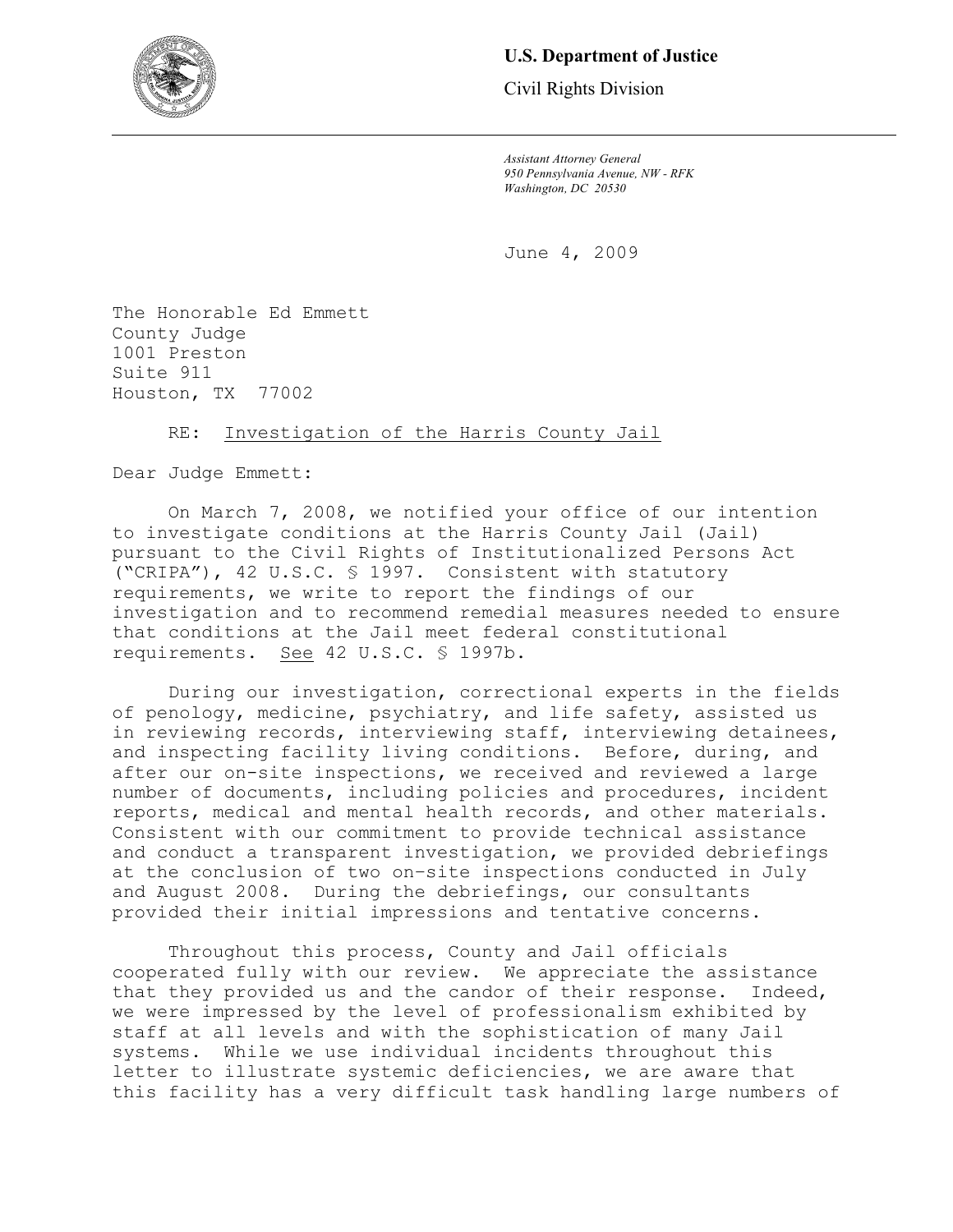**U.S. Department of Justice**

Civil Rights Division

*Assistant Attorney General*
*950 Pennsylvania Avenue, NW - RFK*
*Washington, DC 20530*

June 4, 2009

The Honorable Ed Emmett
County Judge
1001 Preston
Suite 911
Houston, TX 77002

RE: Investigation of the Harris County Jail

Dear Judge Emmett:

On March 7, 2008, we notified your office of our intention to investigate conditions at the Harris County Jail (Jail) pursuant to the Civil Rights of Institutionalized Persons Act ("CRIPA"), 42 U.S.C. § 1997. Consistent with statutory requirements, we write to report the findings of our investigation and to recommend remedial measures needed to ensure that conditions at the Jail meet federal constitutional requirements. See 42 U.S.C. § 1997b.

During our investigation, correctional experts in the fields of penology, medicine, psychiatry, and life safety, assisted us in reviewing records, interviewing staff, interviewing detainees, and inspecting facility living conditions. Before, during, and after our on-site inspections, we received and reviewed a large number of documents, including policies and procedures, incident reports, medical and mental health records, and other materials. Consistent with our commitment to provide technical assistance and conduct a transparent investigation, we provided debriefings at the conclusion of two on-site inspections conducted in July and August 2008. During the debriefings, our consultants provided their initial impressions and tentative concerns.

Throughout this process, County and Jail officials cooperated fully with our review. We appreciate the assistance that they provided us and the candor of their response. Indeed, we were impressed by the level of professionalism exhibited by staff at all levels and with the sophistication of many Jail systems. While we use individual incidents throughout this letter to illustrate systemic deficiencies, we are aware that this facility has a very difficult task handling large numbers of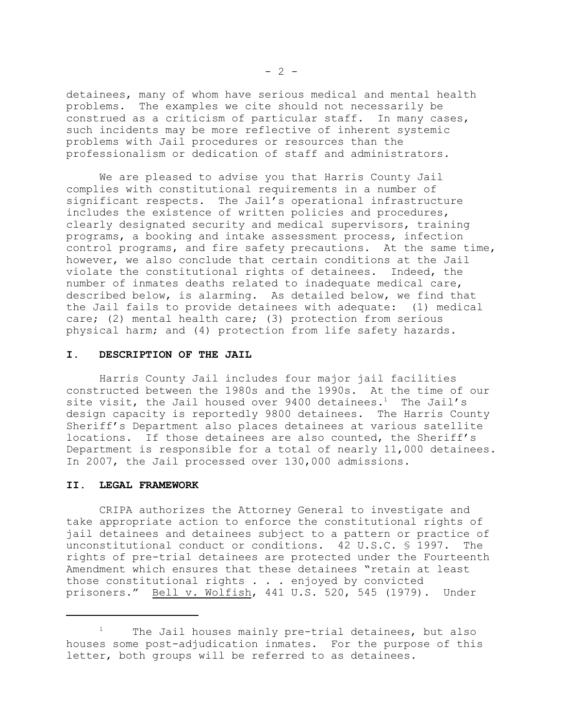detainees, many of whom have serious medical and mental health problems. The examples we cite should not necessarily be construed as a criticism of particular staff. In many cases, such incidents may be more reflective of inherent systemic problems with Jail procedures or resources than the professionalism or dedication of staff and administrators.

We are pleased to advise you that Harris County Jail complies with constitutional requirements in a number of significant respects. The Jail's operational infrastructure includes the existence of written policies and procedures, clearly designated security and medical supervisors, training programs, a booking and intake assessment process, infection control programs, and fire safety precautions. At the same time, however, we also conclude that certain conditions at the Jail violate the constitutional rights of detainees. Indeed, the number of inmates deaths related to inadequate medical care, described below, is alarming. As detailed below, we find that the Jail fails to provide detainees with adequate: (1) medical care; (2) mental health care; (3) protection from serious physical harm; and (4) protection from life safety hazards.

## I. DESCRIPTION OF THE JAIL

Harris County Jail includes four major jail facilities constructed between the 1980s and the 1990s. At the time of our site visit, the Jail housed over 9400 detainees.[1] The Jail's design capacity is reportedly 9800 detainees. The Harris County Sheriff's Department also places detainees at various satellite locations. If those detainees are also counted, the Sheriff's Department is responsible for a total of nearly 11,000 detainees. In 2007, the Jail processed over 130,000 admissions.

## II. LEGAL FRAMEWORK

CRIPA authorizes the Attorney General to investigate and take appropriate action to enforce the constitutional rights of jail detainees and detainees subject to a pattern or practice of unconstitutional conduct or conditions. 42 U.S.C. § 1997. The rights of pre-trial detainees are protected under the Fourteenth Amendment which ensures that these detainees "retain at least those constitutional rights . . . enjoyed by convicted prisoners." Bell v. Wolfish, 441 U.S. 520, 545 (1979). Under

---

[1] The Jail houses mainly pre-trial detainees, but also houses some post-adjudication inmates. For the purpose of this letter, both groups will be referred to as detainees.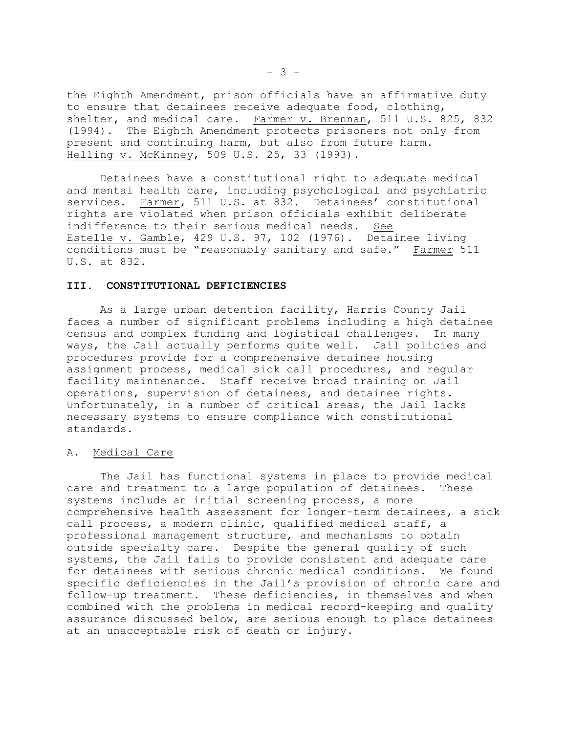the Eighth Amendment, prison officials have an affirmative duty to ensure that detainees receive adequate food, clothing, shelter, and medical care. Farmer v. Brennan, 511 U.S. 825, 832 (1994). The Eighth Amendment protects prisoners not only from present and continuing harm, but also from future harm. Helling v. McKinney, 509 U.S. 25, 33 (1993).

Detainees have a constitutional right to adequate medical and mental health care, including psychological and psychiatric services. Farmer, 511 U.S. at 832. Detainees' constitutional rights are violated when prison officials exhibit deliberate indifference to their serious medical needs. See Estelle v. Gamble, 429 U.S. 97, 102 (1976). Detainee living conditions must be "reasonably sanitary and safe." Farmer 511 U.S. at 832.

## III. CONSTITUTIONAL DEFICIENCIES

As a large urban detention facility, Harris County Jail faces a number of significant problems including a high detainee census and complex funding and logistical challenges. In many ways, the Jail actually performs quite well. Jail policies and procedures provide for a comprehensive detainee housing assignment process, medical sick call procedures, and regular facility maintenance. Staff receive broad training on Jail operations, supervision of detainees, and detainee rights. Unfortunately, in a number of critical areas, the Jail lacks necessary systems to ensure compliance with constitutional standards.

### A. Medical Care

The Jail has functional systems in place to provide medical care and treatment to a large population of detainees. These systems include an initial screening process, a more comprehensive health assessment for longer-term detainees, a sick call process, a modern clinic, qualified medical staff, a professional management structure, and mechanisms to obtain outside specialty care. Despite the general quality of such systems, the Jail fails to provide consistent and adequate care for detainees with serious chronic medical conditions. We found specific deficiencies in the Jail's provision of chronic care and follow-up treatment. These deficiencies, in themselves and when combined with the problems in medical record-keeping and quality assurance discussed below, are serious enough to place detainees at an unacceptable risk of death or injury.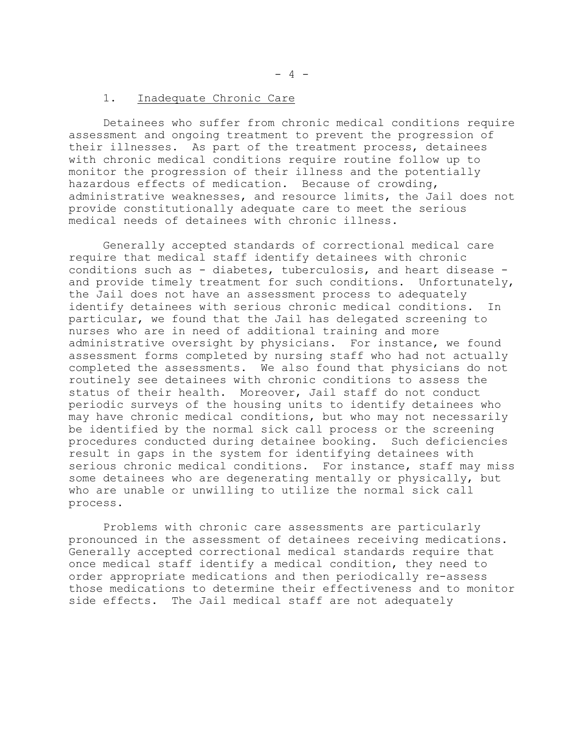### 1. Inadequate Chronic Care

Detainees who suffer from chronic medical conditions require assessment and ongoing treatment to prevent the progression of their illnesses. As part of the treatment process, detainees with chronic medical conditions require routine follow up to monitor the progression of their illness and the potentially hazardous effects of medication. Because of crowding, administrative weaknesses, and resource limits, the Jail does not provide constitutionally adequate care to meet the serious medical needs of detainees with chronic illness.

Generally accepted standards of correctional medical care require that medical staff identify detainees with chronic conditions such as - diabetes, tuberculosis, and heart disease - and provide timely treatment for such conditions. Unfortunately, the Jail does not have an assessment process to adequately identify detainees with serious chronic medical conditions. In particular, we found that the Jail has delegated screening to nurses who are in need of additional training and more administrative oversight by physicians. For instance, we found assessment forms completed by nursing staff who had not actually completed the assessments. We also found that physicians do not routinely see detainees with chronic conditions to assess the status of their health. Moreover, Jail staff do not conduct periodic surveys of the housing units to identify detainees who may have chronic medical conditions, but who may not necessarily be identified by the normal sick call process or the screening procedures conducted during detainee booking. Such deficiencies result in gaps in the system for identifying detainees with serious chronic medical conditions. For instance, staff may miss some detainees who are degenerating mentally or physically, but who are unable or unwilling to utilize the normal sick call process.

Problems with chronic care assessments are particularly pronounced in the assessment of detainees receiving medications. Generally accepted correctional medical standards require that once medical staff identify a medical condition, they need to order appropriate medications and then periodically re-assess those medications to determine their effectiveness and to monitor side effects. The Jail medical staff are not adequately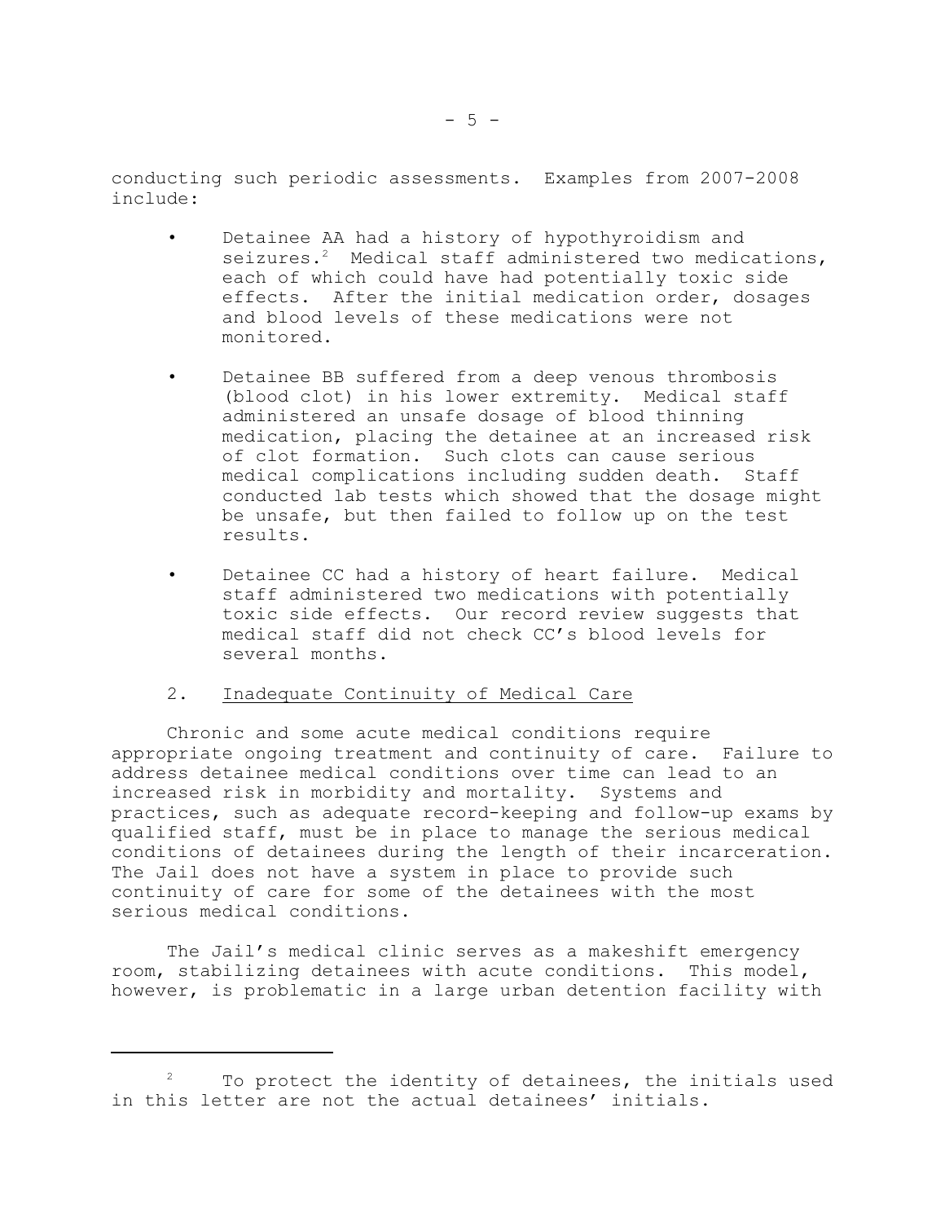conducting such periodic assessments. Examples from 2007-2008 include:

- Detainee AA had a history of hypothyroidism and seizures.[2] Medical staff administered two medications, each of which could have had potentially toxic side effects. After the initial medication order, dosages and blood levels of these medications were not monitored.

- Detainee BB suffered from a deep venous thrombosis (blood clot) in his lower extremity. Medical staff administered an unsafe dosage of blood thinning medication, placing the detainee at an increased risk of clot formation. Such clots can cause serious medical complications including sudden death. Staff conducted lab tests which showed that the dosage might be unsafe, but then failed to follow up on the test results.

- Detainee CC had a history of heart failure. Medical staff administered two medications with potentially toxic side effects. Our record review suggests that medical staff did not check CC's blood levels for several months.

2. Inadequate Continuity of Medical Care

Chronic and some acute medical conditions require appropriate ongoing treatment and continuity of care. Failure to address detainee medical conditions over time can lead to an increased risk in morbidity and mortality. Systems and practices, such as adequate record-keeping and follow-up exams by qualified staff, must be in place to manage the serious medical conditions of detainees during the length of their incarceration. The Jail does not have a system in place to provide such continuity of care for some of the detainees with the most serious medical conditions.

The Jail's medical clinic serves as a makeshift emergency room, stabilizing detainees with acute conditions. This model, however, is problematic in a large urban detention facility with

[2] To protect the identity of detainees, the initials used in this letter are not the actual detainees' initials.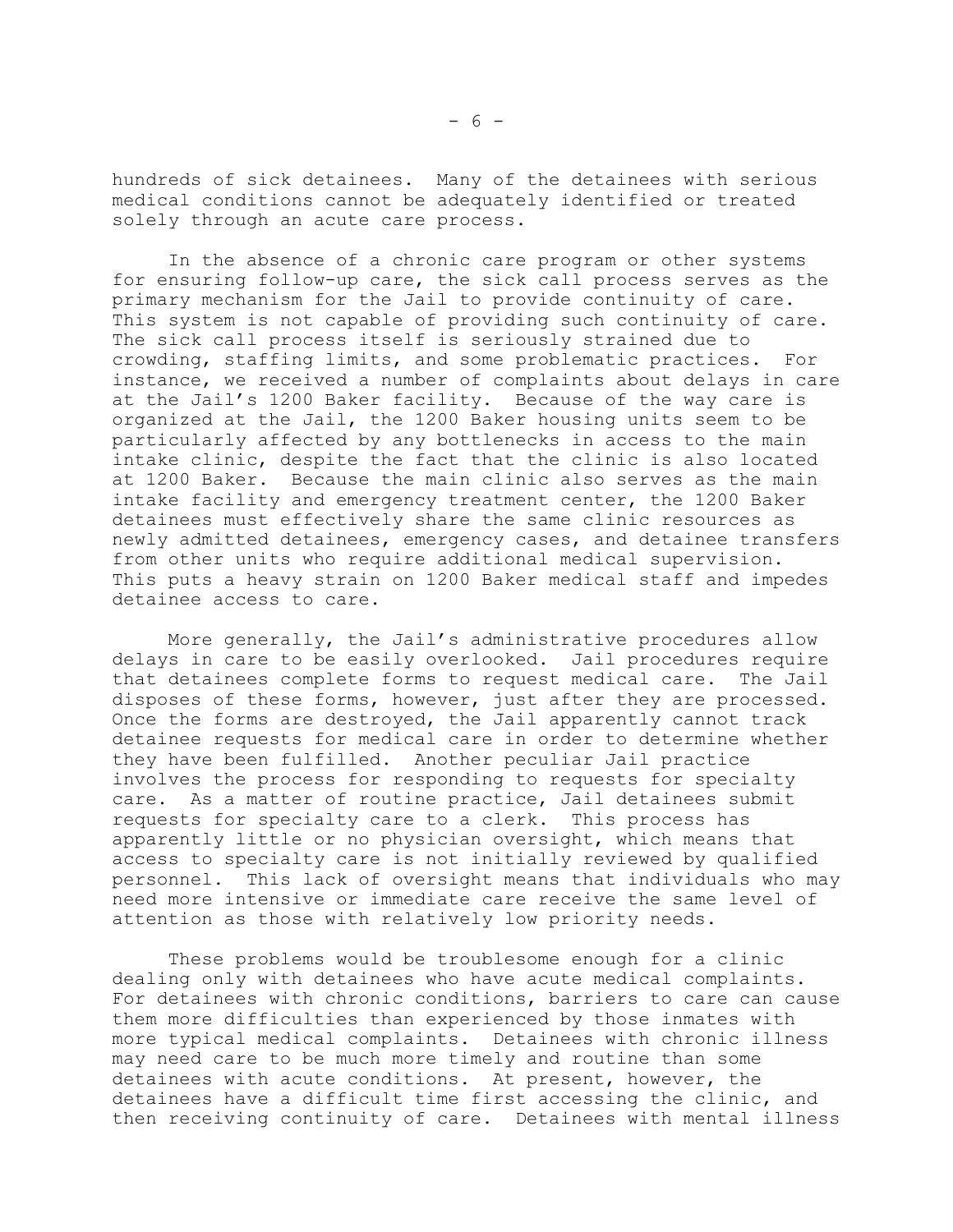hundreds of sick detainees. Many of the detainees with serious medical conditions cannot be adequately identified or treated solely through an acute care process.

In the absence of a chronic care program or other systems for ensuring follow-up care, the sick call process serves as the primary mechanism for the Jail to provide continuity of care. This system is not capable of providing such continuity of care. The sick call process itself is seriously strained due to crowding, staffing limits, and some problematic practices. For instance, we received a number of complaints about delays in care at the Jail's 1200 Baker facility. Because of the way care is organized at the Jail, the 1200 Baker housing units seem to be particularly affected by any bottlenecks in access to the main intake clinic, despite the fact that the clinic is also located at 1200 Baker. Because the main clinic also serves as the main intake facility and emergency treatment center, the 1200 Baker detainees must effectively share the same clinic resources as newly admitted detainees, emergency cases, and detainee transfers from other units who require additional medical supervision. This puts a heavy strain on 1200 Baker medical staff and impedes detainee access to care.

More generally, the Jail's administrative procedures allow delays in care to be easily overlooked. Jail procedures require that detainees complete forms to request medical care. The Jail disposes of these forms, however, just after they are processed. Once the forms are destroyed, the Jail apparently cannot track detainee requests for medical care in order to determine whether they have been fulfilled. Another peculiar Jail practice involves the process for responding to requests for specialty care. As a matter of routine practice, Jail detainees submit requests for specialty care to a clerk. This process has apparently little or no physician oversight, which means that access to specialty care is not initially reviewed by qualified personnel. This lack of oversight means that individuals who may need more intensive or immediate care receive the same level of attention as those with relatively low priority needs.

These problems would be troublesome enough for a clinic dealing only with detainees who have acute medical complaints. For detainees with chronic conditions, barriers to care can cause them more difficulties than experienced by those inmates with more typical medical complaints. Detainees with chronic illness may need care to be much more timely and routine than some detainees with acute conditions. At present, however, the detainees have a difficult time first accessing the clinic, and then receiving continuity of care. Detainees with mental illness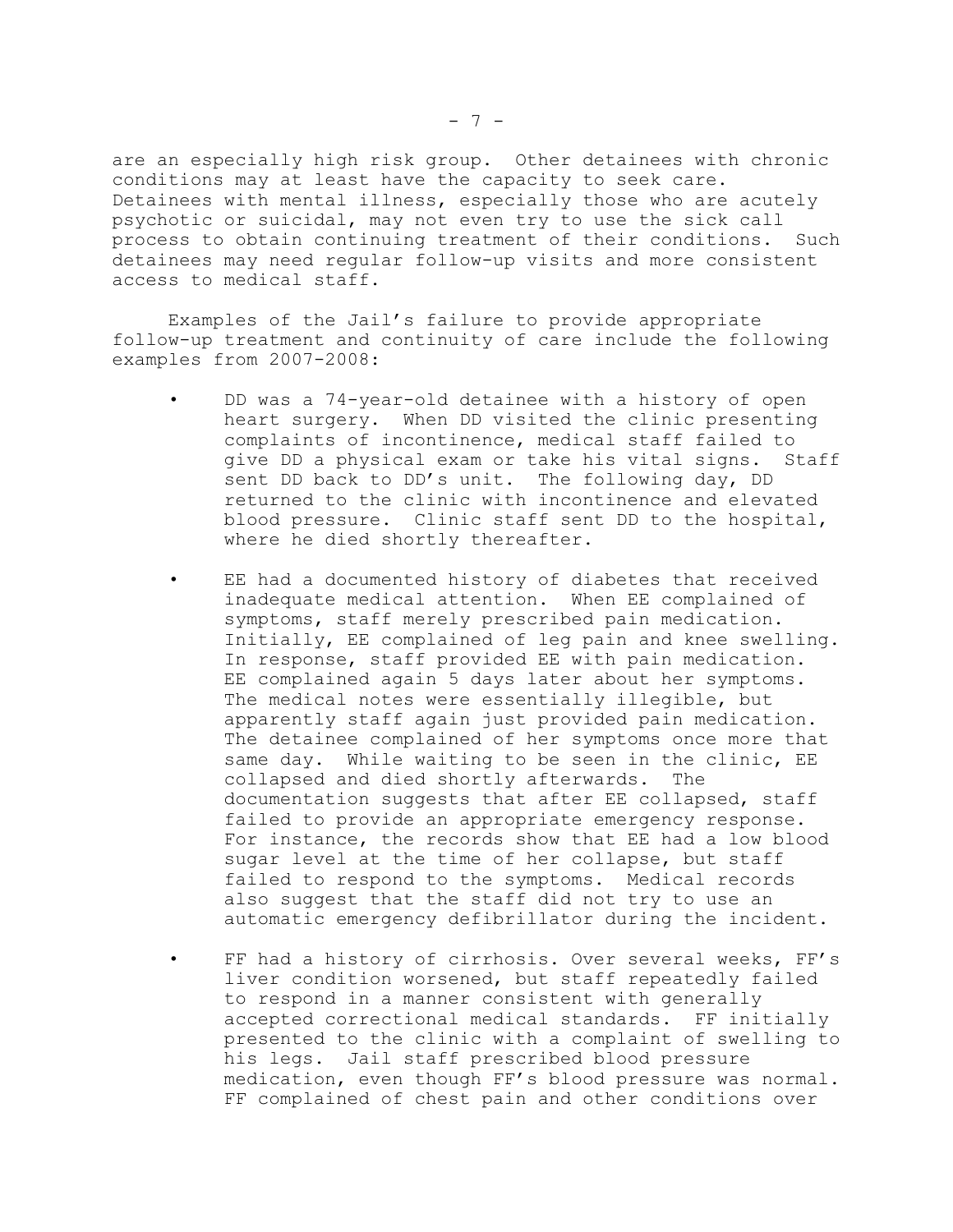are an especially high risk group. Other detainees with chronic conditions may at least have the capacity to seek care. Detainees with mental illness, especially those who are acutely psychotic or suicidal, may not even try to use the sick call process to obtain continuing treatment of their conditions. Such detainees may need regular follow-up visits and more consistent access to medical staff.

Examples of the Jail's failure to provide appropriate follow-up treatment and continuity of care include the following examples from 2007-2008:

- DD was a 74-year-old detainee with a history of open heart surgery. When DD visited the clinic presenting complaints of incontinence, medical staff failed to give DD a physical exam or take his vital signs. Staff sent DD back to DD's unit. The following day, DD returned to the clinic with incontinence and elevated blood pressure. Clinic staff sent DD to the hospital, where he died shortly thereafter.

- EE had a documented history of diabetes that received inadequate medical attention. When EE complained of symptoms, staff merely prescribed pain medication. Initially, EE complained of leg pain and knee swelling. In response, staff provided EE with pain medication. EE complained again 5 days later about her symptoms. The medical notes were essentially illegible, but apparently staff again just provided pain medication. The detainee complained of her symptoms once more that same day. While waiting to be seen in the clinic, EE collapsed and died shortly afterwards. The documentation suggests that after EE collapsed, staff failed to provide an appropriate emergency response. For instance, the records show that EE had a low blood sugar level at the time of her collapse, but staff failed to respond to the symptoms. Medical records also suggest that the staff did not try to use an automatic emergency defibrillator during the incident.

- FF had a history of cirrhosis. Over several weeks, FF's liver condition worsened, but staff repeatedly failed to respond in a manner consistent with generally accepted correctional medical standards. FF initially presented to the clinic with a complaint of swelling to his legs. Jail staff prescribed blood pressure medication, even though FF's blood pressure was normal. FF complained of chest pain and other conditions over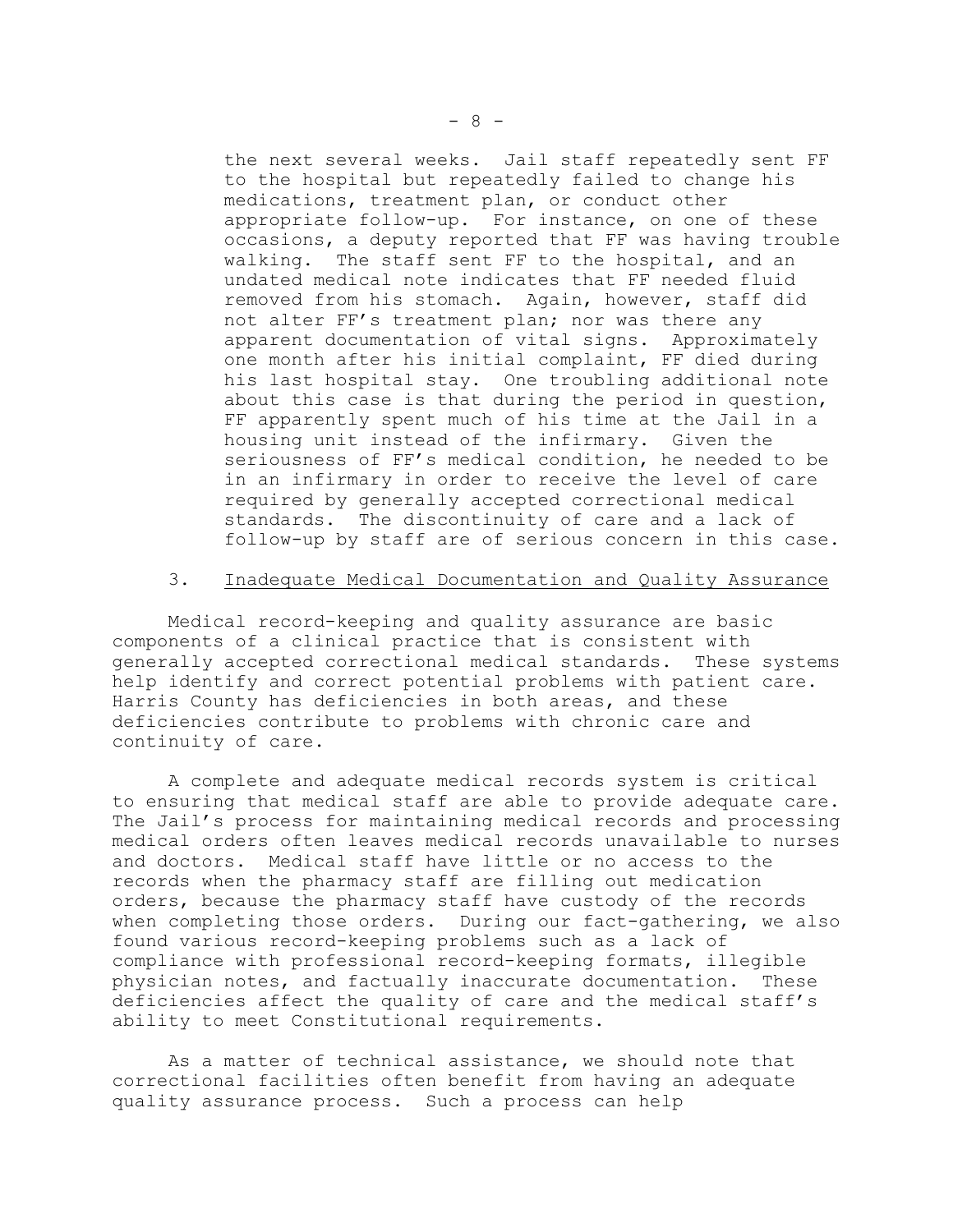the next several weeks. Jail staff repeatedly sent FF to the hospital but repeatedly failed to change his medications, treatment plan, or conduct other appropriate follow-up. For instance, on one of these occasions, a deputy reported that FF was having trouble walking. The staff sent FF to the hospital, and an undated medical note indicates that FF needed fluid removed from his stomach. Again, however, staff did not alter FF's treatment plan; nor was there any apparent documentation of vital signs. Approximately one month after his initial complaint, FF died during his last hospital stay. One troubling additional note about this case is that during the period in question, FF apparently spent much of his time at the Jail in a housing unit instead of the infirmary. Given the seriousness of FF's medical condition, he needed to be in an infirmary in order to receive the level of care required by generally accepted correctional medical standards. The discontinuity of care and a lack of follow-up by staff are of serious concern in this case.

### 3. Inadequate Medical Documentation and Quality Assurance

Medical record-keeping and quality assurance are basic components of a clinical practice that is consistent with generally accepted correctional medical standards. These systems help identify and correct potential problems with patient care. Harris County has deficiencies in both areas, and these deficiencies contribute to problems with chronic care and continuity of care.

A complete and adequate medical records system is critical to ensuring that medical staff are able to provide adequate care. The Jail's process for maintaining medical records and processing medical orders often leaves medical records unavailable to nurses and doctors. Medical staff have little or no access to the records when the pharmacy staff are filling out medication orders, because the pharmacy staff have custody of the records when completing those orders. During our fact-gathering, we also found various record-keeping problems such as a lack of compliance with professional record-keeping formats, illegible physician notes, and factually inaccurate documentation. These deficiencies affect the quality of care and the medical staff's ability to meet Constitutional requirements.

As a matter of technical assistance, we should note that correctional facilities often benefit from having an adequate quality assurance process. Such a process can help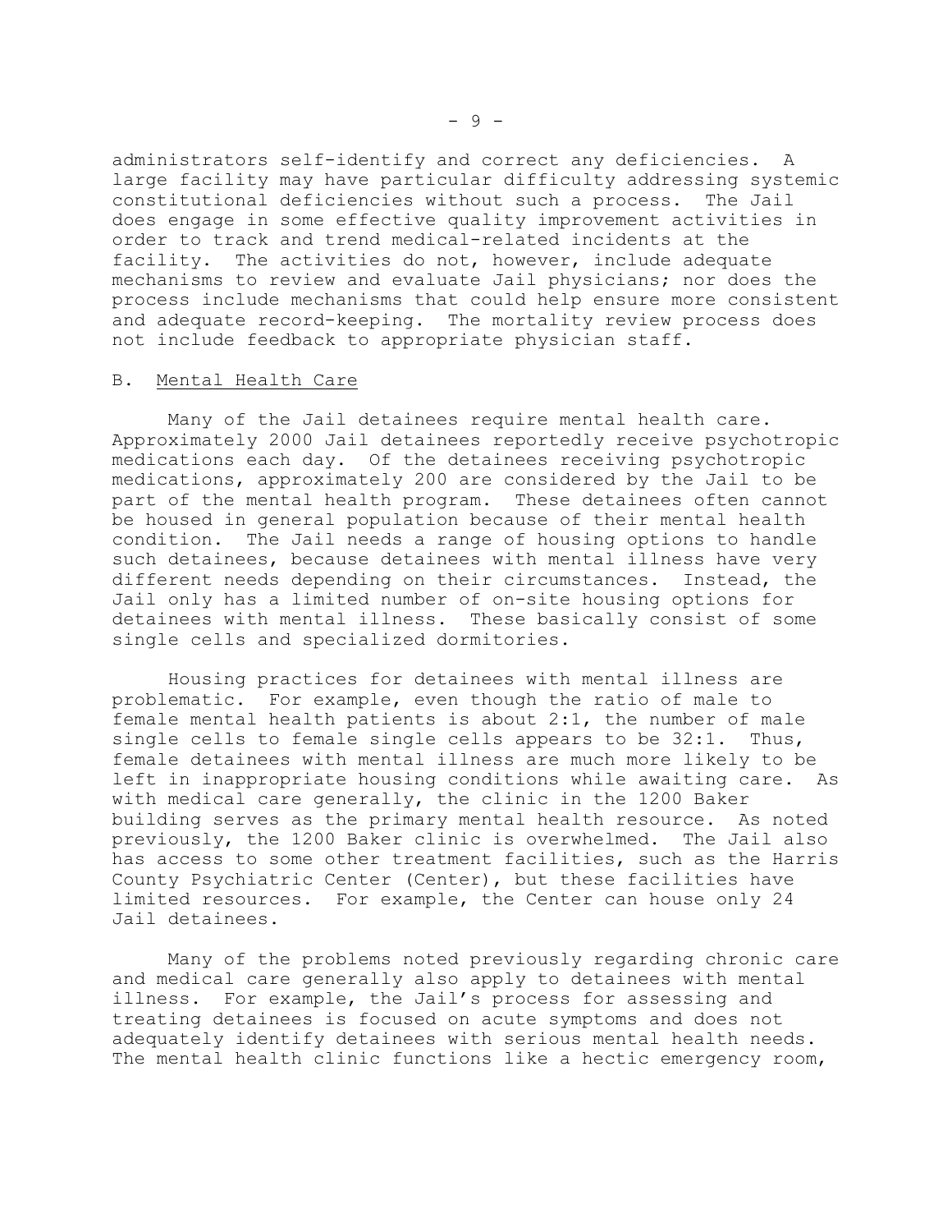administrators self-identify and correct any deficiencies. A large facility may have particular difficulty addressing systemic constitutional deficiencies without such a process. The Jail does engage in some effective quality improvement activities in order to track and trend medical-related incidents at the facility. The activities do not, however, include adequate mechanisms to review and evaluate Jail physicians; nor does the process include mechanisms that could help ensure more consistent and adequate record-keeping. The mortality review process does not include feedback to appropriate physician staff.

## B. Mental Health Care

Many of the Jail detainees require mental health care. Approximately 2000 Jail detainees reportedly receive psychotropic medications each day. Of the detainees receiving psychotropic medications, approximately 200 are considered by the Jail to be part of the mental health program. These detainees often cannot be housed in general population because of their mental health condition. The Jail needs a range of housing options to handle such detainees, because detainees with mental illness have very different needs depending on their circumstances. Instead, the Jail only has a limited number of on-site housing options for detainees with mental illness. These basically consist of some single cells and specialized dormitories.

Housing practices for detainees with mental illness are problematic. For example, even though the ratio of male to female mental health patients is about 2:1, the number of male single cells to female single cells appears to be 32:1. Thus, female detainees with mental illness are much more likely to be left in inappropriate housing conditions while awaiting care. As with medical care generally, the clinic in the 1200 Baker building serves as the primary mental health resource. As noted previously, the 1200 Baker clinic is overwhelmed. The Jail also has access to some other treatment facilities, such as the Harris County Psychiatric Center (Center), but these facilities have limited resources. For example, the Center can house only 24 Jail detainees.

Many of the problems noted previously regarding chronic care and medical care generally also apply to detainees with mental illness. For example, the Jail's process for assessing and treating detainees is focused on acute symptoms and does not adequately identify detainees with serious mental health needs. The mental health clinic functions like a hectic emergency room,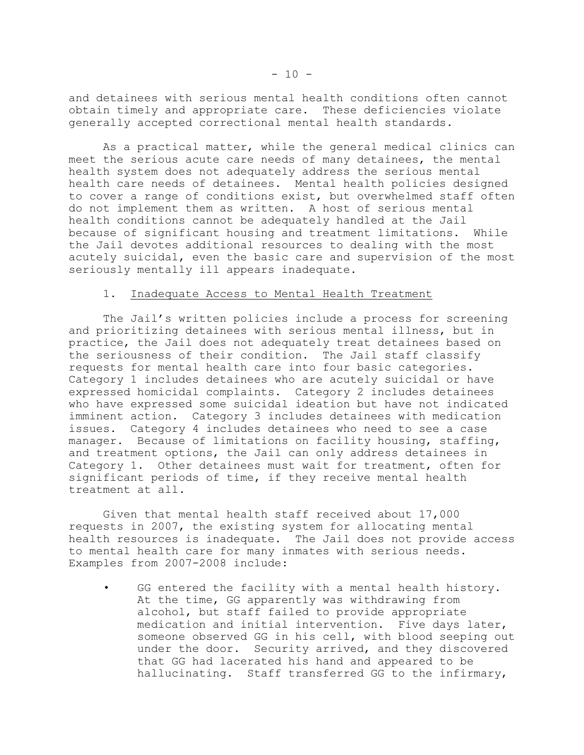and detainees with serious mental health conditions often cannot obtain timely and appropriate care. These deficiencies violate generally accepted correctional mental health standards.

As a practical matter, while the general medical clinics can meet the serious acute care needs of many detainees, the mental health system does not adequately address the serious mental health care needs of detainees. Mental health policies designed to cover a range of conditions exist, but overwhelmed staff often do not implement them as written. A host of serious mental health conditions cannot be adequately handled at the Jail because of significant housing and treatment limitations. While the Jail devotes additional resources to dealing with the most acutely suicidal, even the basic care and supervision of the most seriously mentally ill appears inadequate.

1. Inadequate Access to Mental Health Treatment

The Jail's written policies include a process for screening and prioritizing detainees with serious mental illness, but in practice, the Jail does not adequately treat detainees based on the seriousness of their condition. The Jail staff classify requests for mental health care into four basic categories. Category 1 includes detainees who are acutely suicidal or have expressed homicidal complaints. Category 2 includes detainees who have expressed some suicidal ideation but have not indicated imminent action. Category 3 includes detainees with medication issues. Category 4 includes detainees who need to see a case manager. Because of limitations on facility housing, staffing, and treatment options, the Jail can only address detainees in Category 1. Other detainees must wait for treatment, often for significant periods of time, if they receive mental health treatment at all.

Given that mental health staff received about 17,000 requests in 2007, the existing system for allocating mental health resources is inadequate. The Jail does not provide access to mental health care for many inmates with serious needs. Examples from 2007-2008 include:

- GG entered the facility with a mental health history. At the time, GG apparently was withdrawing from alcohol, but staff failed to provide appropriate medication and initial intervention. Five days later, someone observed GG in his cell, with blood seeping out under the door. Security arrived, and they discovered that GG had lacerated his hand and appeared to be hallucinating. Staff transferred GG to the infirmary,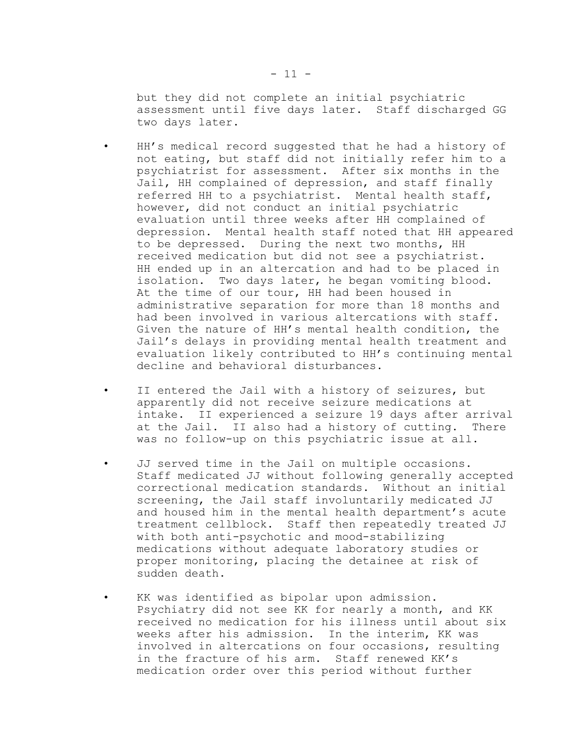but they did not complete an initial psychiatric assessment until five days later. Staff discharged GG two days later.

- HH's medical record suggested that he had a history of not eating, but staff did not initially refer him to a psychiatrist for assessment. After six months in the Jail, HH complained of depression, and staff finally referred HH to a psychiatrist. Mental health staff, however, did not conduct an initial psychiatric evaluation until three weeks after HH complained of depression. Mental health staff noted that HH appeared to be depressed. During the next two months, HH received medication but did not see a psychiatrist. HH ended up in an altercation and had to be placed in isolation. Two days later, he began vomiting blood. At the time of our tour, HH had been housed in administrative separation for more than 18 months and had been involved in various altercations with staff. Given the nature of HH's mental health condition, the Jail's delays in providing mental health treatment and evaluation likely contributed to HH's continuing mental decline and behavioral disturbances.

- II entered the Jail with a history of seizures, but apparently did not receive seizure medications at intake. II experienced a seizure 19 days after arrival at the Jail. II also had a history of cutting. There was no follow-up on this psychiatric issue at all.

- JJ served time in the Jail on multiple occasions. Staff medicated JJ without following generally accepted correctional medication standards. Without an initial screening, the Jail staff involuntarily medicated JJ and housed him in the mental health department's acute treatment cellblock. Staff then repeatedly treated JJ with both anti-psychotic and mood-stabilizing medications without adequate laboratory studies or proper monitoring, placing the detainee at risk of sudden death.

- KK was identified as bipolar upon admission. Psychiatry did not see KK for nearly a month, and KK received no medication for his illness until about six weeks after his admission. In the interim, KK was involved in altercations on four occasions, resulting in the fracture of his arm. Staff renewed KK's medication order over this period without further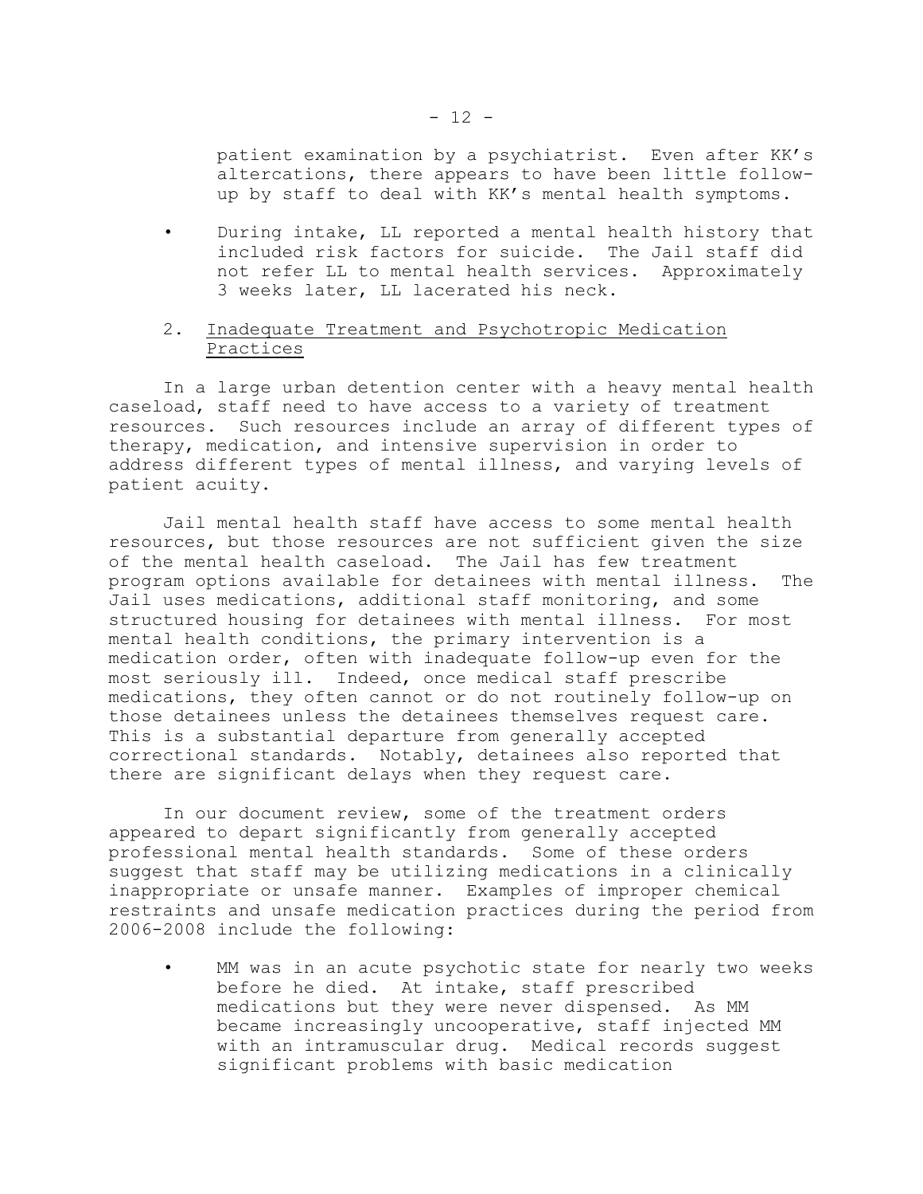patient examination by a psychiatrist. Even after KK's altercations, there appears to have been little follow-up by staff to deal with KK's mental health symptoms.

- During intake, LL reported a mental health history that included risk factors for suicide. The Jail staff did not refer LL to mental health services. Approximately 3 weeks later, LL lacerated his neck.

2. <u>Inadequate Treatment and Psychotropic Medication Practices</u>

In a large urban detention center with a heavy mental health caseload, staff need to have access to a variety of treatment resources. Such resources include an array of different types of therapy, medication, and intensive supervision in order to address different types of mental illness, and varying levels of patient acuity.

Jail mental health staff have access to some mental health resources, but those resources are not sufficient given the size of the mental health caseload. The Jail has few treatment program options available for detainees with mental illness. The Jail uses medications, additional staff monitoring, and some structured housing for detainees with mental illness. For most mental health conditions, the primary intervention is a medication order, often with inadequate follow-up even for the most seriously ill. Indeed, once medical staff prescribe medications, they often cannot or do not routinely follow-up on those detainees unless the detainees themselves request care. This is a substantial departure from generally accepted correctional standards. Notably, detainees also reported that there are significant delays when they request care.

In our document review, some of the treatment orders appeared to depart significantly from generally accepted professional mental health standards. Some of these orders suggest that staff may be utilizing medications in a clinically inappropriate or unsafe manner. Examples of improper chemical restraints and unsafe medication practices during the period from 2006-2008 include the following:

- MM was in an acute psychotic state for nearly two weeks before he died. At intake, staff prescribed medications but they were never dispensed. As MM became increasingly uncooperative, staff injected MM with an intramuscular drug. Medical records suggest significant problems with basic medication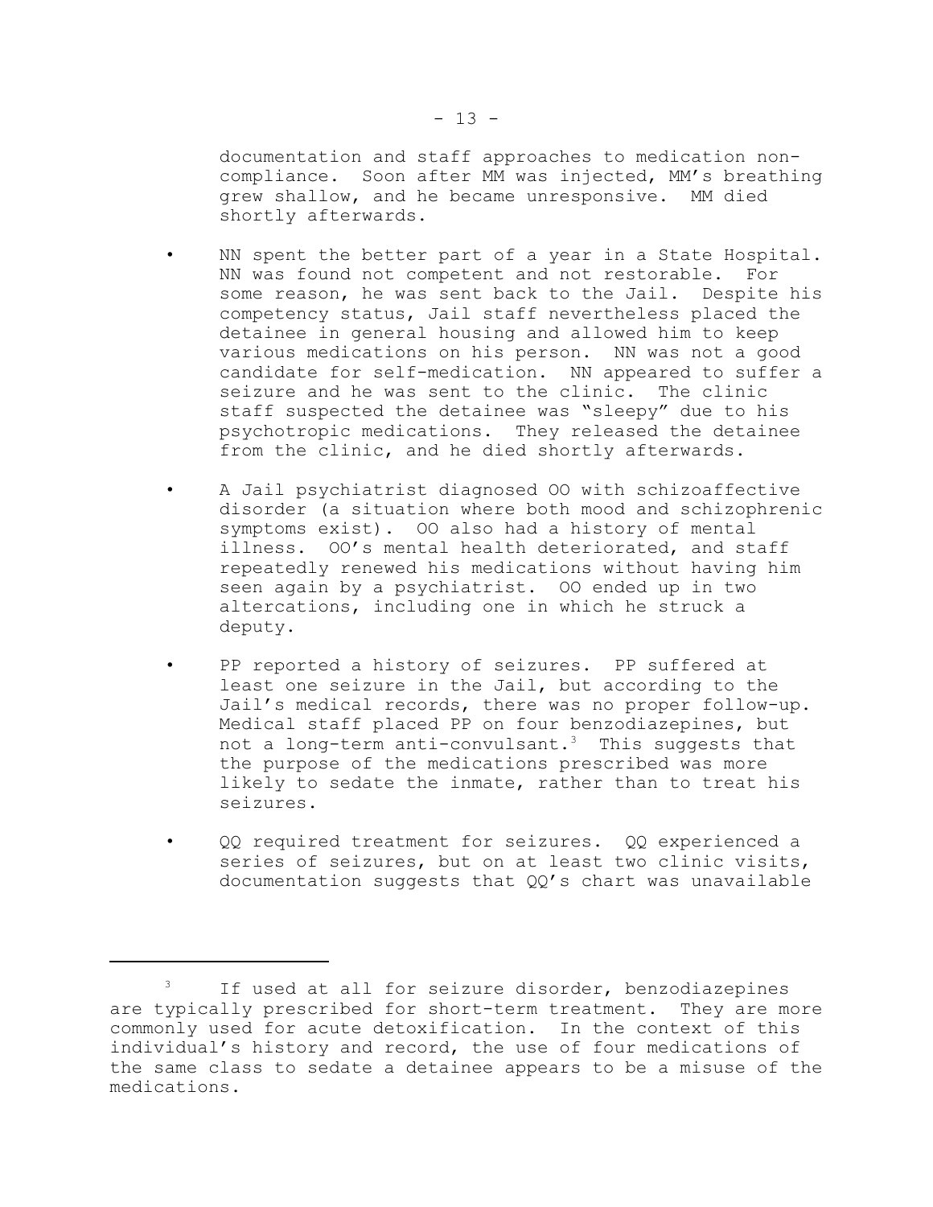documentation and staff approaches to medication non-compliance. Soon after MM was injected, MM's breathing grew shallow, and he became unresponsive. MM died shortly afterwards.

- NN spent the better part of a year in a State Hospital. NN was found not competent and not restorable. For some reason, he was sent back to the Jail. Despite his competency status, Jail staff nevertheless placed the detainee in general housing and allowed him to keep various medications on his person. NN was not a good candidate for self-medication. NN appeared to suffer a seizure and he was sent to the clinic. The clinic staff suspected the detainee was "sleepy" due to his psychotropic medications. They released the detainee from the clinic, and he died shortly afterwards.

- A Jail psychiatrist diagnosed OO with schizoaffective disorder (a situation where both mood and schizophrenic symptoms exist). OO also had a history of mental illness. OO's mental health deteriorated, and staff repeatedly renewed his medications without having him seen again by a psychiatrist. OO ended up in two altercations, including one in which he struck a deputy.

- PP reported a history of seizures. PP suffered at least one seizure in the Jail, but according to the Jail's medical records, there was no proper follow-up. Medical staff placed PP on four benzodiazepines, but not a long-term anti-convulsant.[3] This suggests that the purpose of the medications prescribed was more likely to sedate the inmate, rather than to treat his seizures.

- QQ required treatment for seizures. QQ experienced a series of seizures, but on at least two clinic visits, documentation suggests that QQ's chart was unavailable

---

[3] If used at all for seizure disorder, benzodiazepines are typically prescribed for short-term treatment. They are more commonly used for acute detoxification. In the context of this individual's history and record, the use of four medications of the same class to sedate a detainee appears to be a misuse of the medications.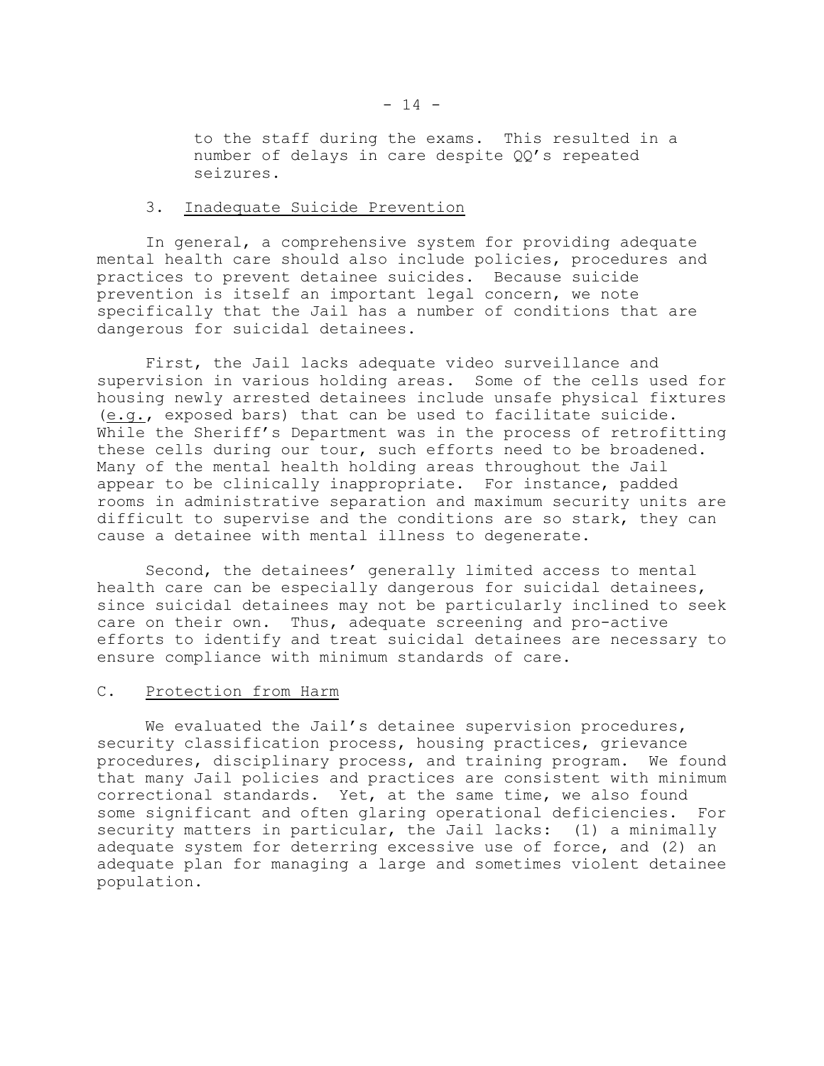to the staff during the exams. This resulted in a number of delays in care despite QQ's repeated seizures.

### 3. Inadequate Suicide Prevention

In general, a comprehensive system for providing adequate mental health care should also include policies, procedures and practices to prevent detainee suicides. Because suicide prevention is itself an important legal concern, we note specifically that the Jail has a number of conditions that are dangerous for suicidal detainees.

First, the Jail lacks adequate video surveillance and supervision in various holding areas. Some of the cells used for housing newly arrested detainees include unsafe physical fixtures (e.g., exposed bars) that can be used to facilitate suicide. While the Sheriff's Department was in the process of retrofitting these cells during our tour, such efforts need to be broadened. Many of the mental health holding areas throughout the Jail appear to be clinically inappropriate. For instance, padded rooms in administrative separation and maximum security units are difficult to supervise and the conditions are so stark, they can cause a detainee with mental illness to degenerate.

Second, the detainees' generally limited access to mental health care can be especially dangerous for suicidal detainees, since suicidal detainees may not be particularly inclined to seek care on their own. Thus, adequate screening and pro-active efforts to identify and treat suicidal detainees are necessary to ensure compliance with minimum standards of care.

## C. Protection from Harm

We evaluated the Jail's detainee supervision procedures, security classification process, housing practices, grievance procedures, disciplinary process, and training program. We found that many Jail policies and practices are consistent with minimum correctional standards. Yet, at the same time, we also found some significant and often glaring operational deficiencies. For security matters in particular, the Jail lacks: (1) a minimally adequate system for deterring excessive use of force, and (2) an adequate plan for managing a large and sometimes violent detainee population.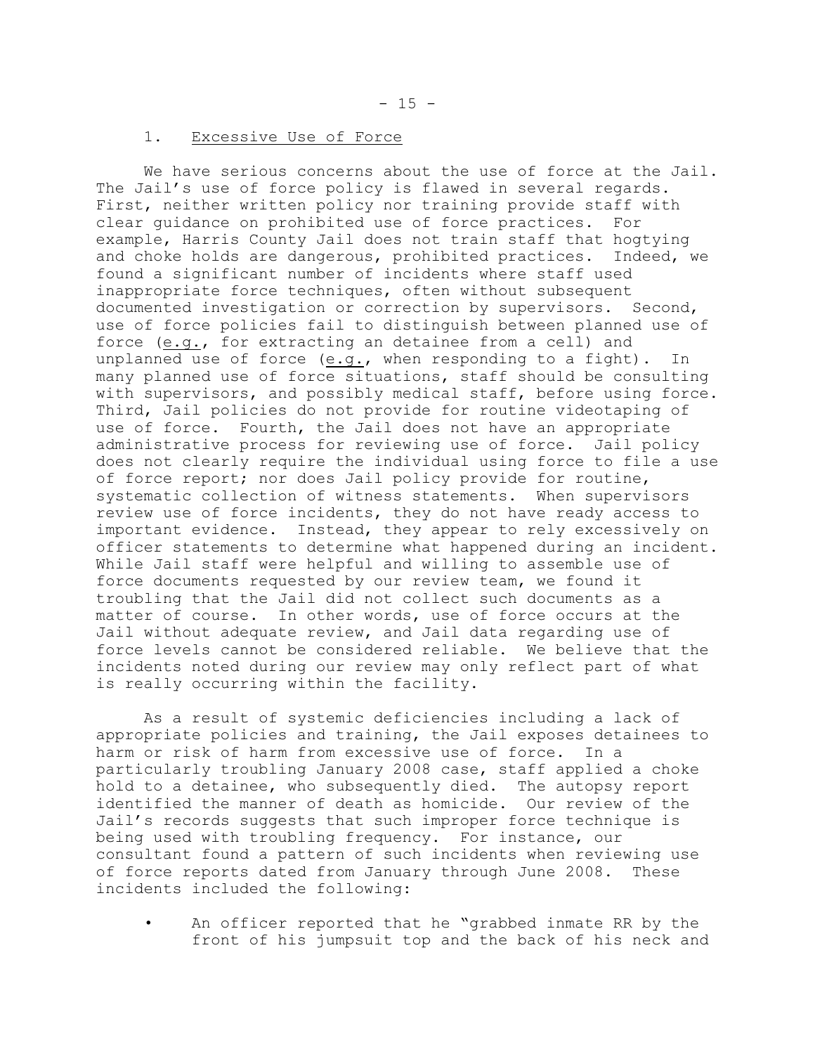### 1. Excessive Use of Force

We have serious concerns about the use of force at the Jail. The Jail's use of force policy is flawed in several regards. First, neither written policy nor training provide staff with clear guidance on prohibited use of force practices. For example, Harris County Jail does not train staff that hogtying and choke holds are dangerous, prohibited practices. Indeed, we found a significant number of incidents where staff used inappropriate force techniques, often without subsequent documented investigation or correction by supervisors. Second, use of force policies fail to distinguish between planned use of force (e.g., for extracting an detainee from a cell) and unplanned use of force (e.g., when responding to a fight). In many planned use of force situations, staff should be consulting with supervisors, and possibly medical staff, before using force. Third, Jail policies do not provide for routine videotaping of use of force. Fourth, the Jail does not have an appropriate administrative process for reviewing use of force. Jail policy does not clearly require the individual using force to file a use of force report; nor does Jail policy provide for routine, systematic collection of witness statements. When supervisors review use of force incidents, they do not have ready access to important evidence. Instead, they appear to rely excessively on officer statements to determine what happened during an incident. While Jail staff were helpful and willing to assemble use of force documents requested by our review team, we found it troubling that the Jail did not collect such documents as a matter of course. In other words, use of force occurs at the Jail without adequate review, and Jail data regarding use of force levels cannot be considered reliable. We believe that the incidents noted during our review may only reflect part of what is really occurring within the facility.

As a result of systemic deficiencies including a lack of appropriate policies and training, the Jail exposes detainees to harm or risk of harm from excessive use of force. In a particularly troubling January 2008 case, staff applied a choke hold to a detainee, who subsequently died. The autopsy report identified the manner of death as homicide. Our review of the Jail's records suggests that such improper force technique is being used with troubling frequency. For instance, our consultant found a pattern of such incidents when reviewing use of force reports dated from January through June 2008. These incidents included the following:

- An officer reported that he "grabbed inmate RR by the front of his jumpsuit top and the back of his neck and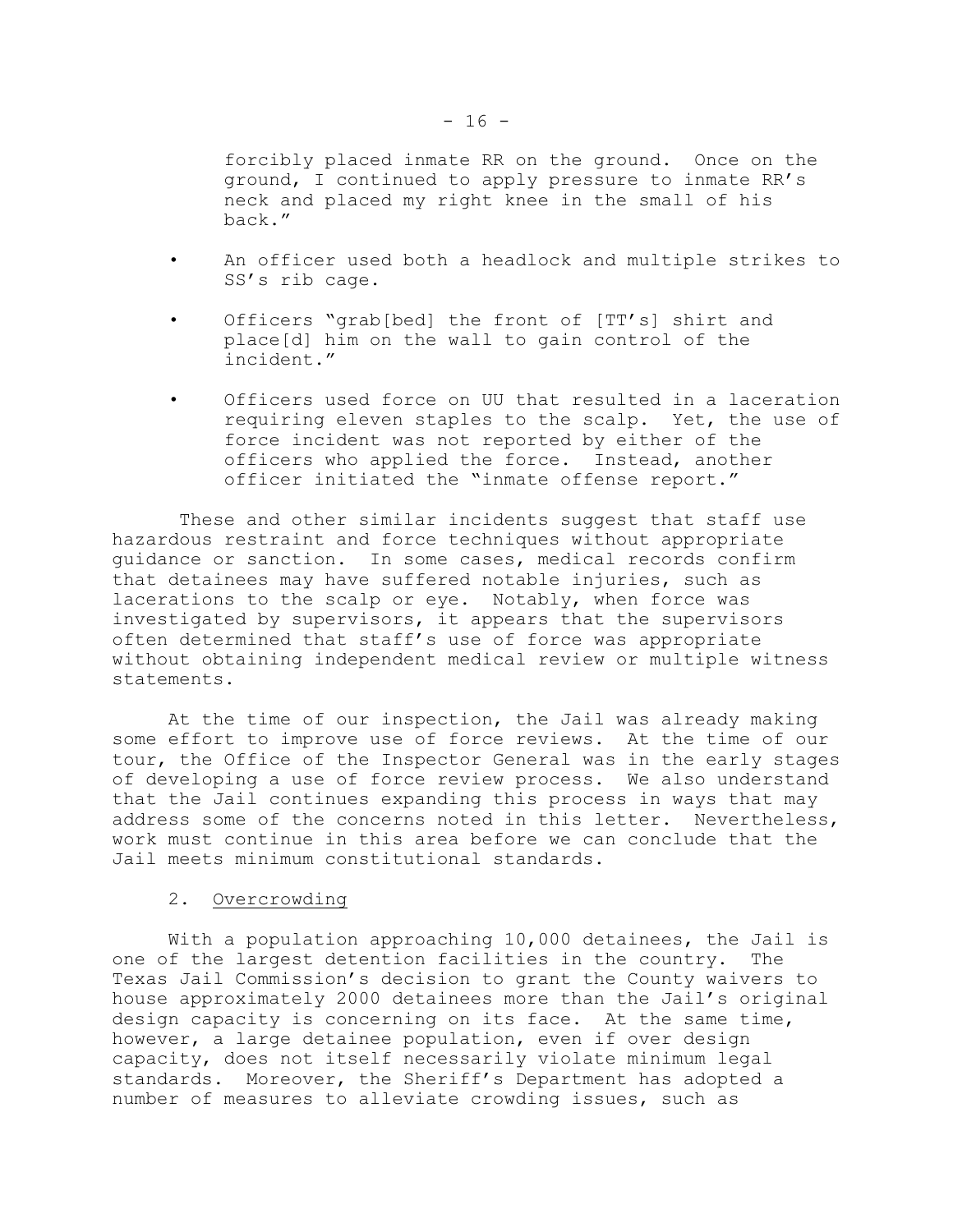forcibly placed inmate RR on the ground. Once on the ground, I continued to apply pressure to inmate RR's neck and placed my right knee in the small of his back."

- An officer used both a headlock and multiple strikes to SS's rib cage.
- Officers "grab[bed] the front of [TT's] shirt and place[d] him on the wall to gain control of the incident."
- Officers used force on UU that resulted in a laceration requiring eleven staples to the scalp. Yet, the use of force incident was not reported by either of the officers who applied the force. Instead, another officer initiated the "inmate offense report."

These and other similar incidents suggest that staff use hazardous restraint and force techniques without appropriate guidance or sanction. In some cases, medical records confirm that detainees may have suffered notable injuries, such as lacerations to the scalp or eye. Notably, when force was investigated by supervisors, it appears that the supervisors often determined that staff's use of force was appropriate without obtaining independent medical review or multiple witness statements.

At the time of our inspection, the Jail was already making some effort to improve use of force reviews. At the time of our tour, the Office of the Inspector General was in the early stages of developing a use of force review process. We also understand that the Jail continues expanding this process in ways that may address some of the concerns noted in this letter. Nevertheless, work must continue in this area before we can conclude that the Jail meets minimum constitutional standards.

2. Overcrowding

With a population approaching 10,000 detainees, the Jail is one of the largest detention facilities in the country. The Texas Jail Commission's decision to grant the County waivers to house approximately 2000 detainees more than the Jail's original design capacity is concerning on its face. At the same time, however, a large detainee population, even if over design capacity, does not itself necessarily violate minimum legal standards. Moreover, the Sheriff's Department has adopted a number of measures to alleviate crowding issues, such as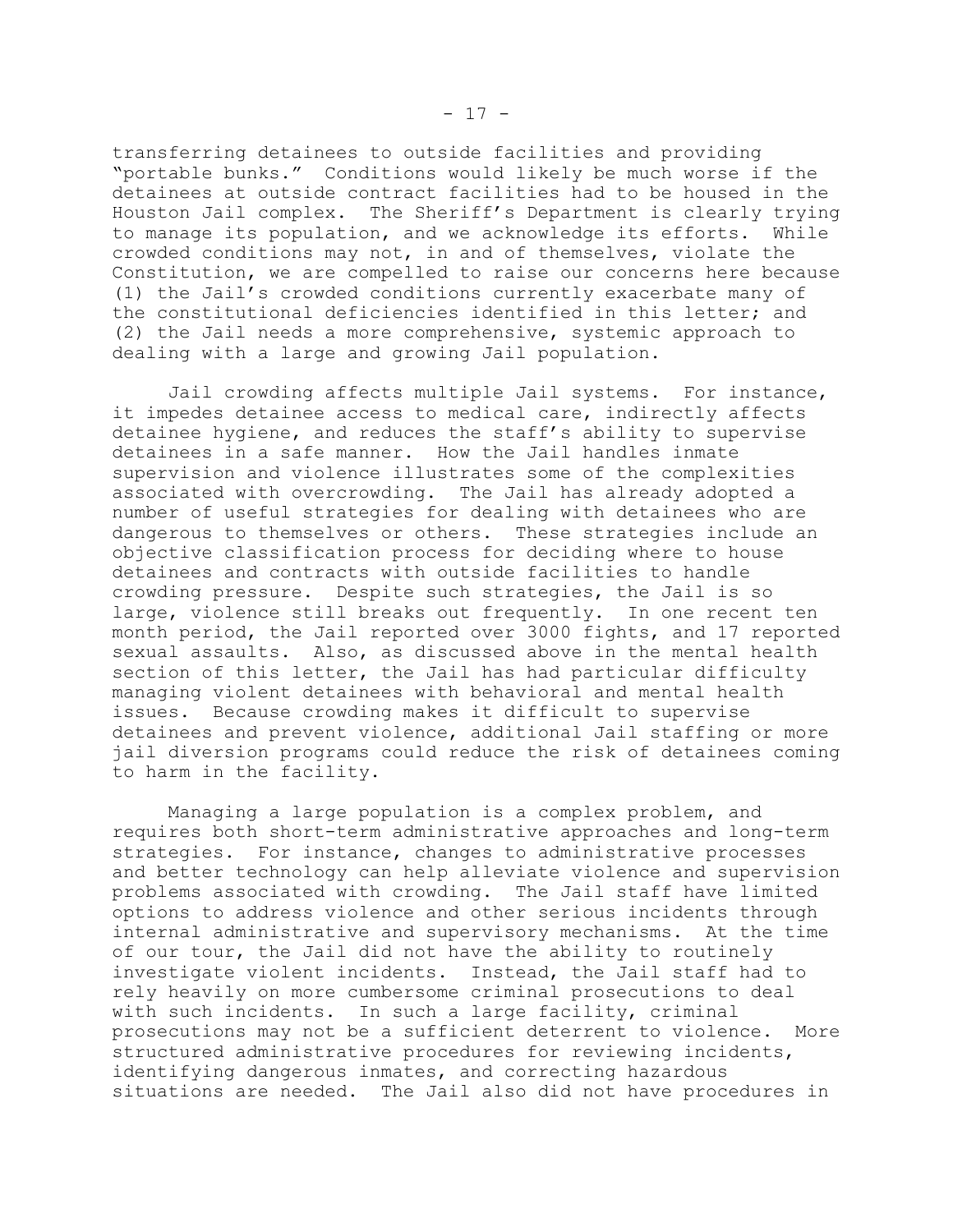transferring detainees to outside facilities and providing "portable bunks." Conditions would likely be much worse if the detainees at outside contract facilities had to be housed in the Houston Jail complex. The Sheriff's Department is clearly trying to manage its population, and we acknowledge its efforts. While crowded conditions may not, in and of themselves, violate the Constitution, we are compelled to raise our concerns here because (1) the Jail's crowded conditions currently exacerbate many of the constitutional deficiencies identified in this letter; and (2) the Jail needs a more comprehensive, systemic approach to dealing with a large and growing Jail population.

Jail crowding affects multiple Jail systems. For instance, it impedes detainee access to medical care, indirectly affects detainee hygiene, and reduces the staff's ability to supervise detainees in a safe manner. How the Jail handles inmate supervision and violence illustrates some of the complexities associated with overcrowding. The Jail has already adopted a number of useful strategies for dealing with detainees who are dangerous to themselves or others. These strategies include an objective classification process for deciding where to house detainees and contracts with outside facilities to handle crowding pressure. Despite such strategies, the Jail is so large, violence still breaks out frequently. In one recent ten month period, the Jail reported over 3000 fights, and 17 reported sexual assaults. Also, as discussed above in the mental health section of this letter, the Jail has had particular difficulty managing violent detainees with behavioral and mental health issues. Because crowding makes it difficult to supervise detainees and prevent violence, additional Jail staffing or more jail diversion programs could reduce the risk of detainees coming to harm in the facility.

Managing a large population is a complex problem, and requires both short-term administrative approaches and long-term strategies. For instance, changes to administrative processes and better technology can help alleviate violence and supervision problems associated with crowding. The Jail staff have limited options to address violence and other serious incidents through internal administrative and supervisory mechanisms. At the time of our tour, the Jail did not have the ability to routinely investigate violent incidents. Instead, the Jail staff had to rely heavily on more cumbersome criminal prosecutions to deal with such incidents. In such a large facility, criminal prosecutions may not be a sufficient deterrent to violence. More structured administrative procedures for reviewing incidents, identifying dangerous inmates, and correcting hazardous situations are needed. The Jail also did not have procedures in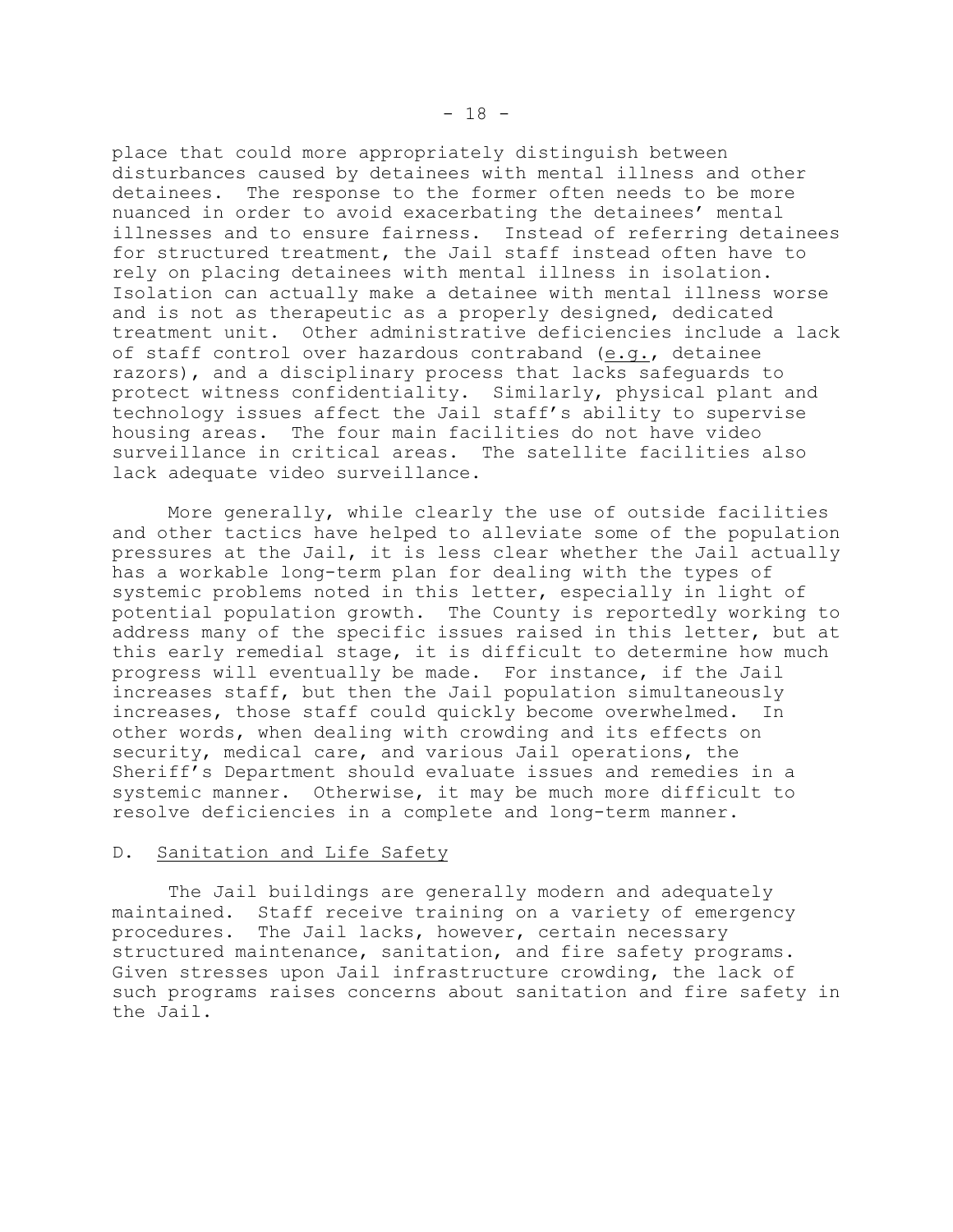place that could more appropriately distinguish between disturbances caused by detainees with mental illness and other detainees. The response to the former often needs to be more nuanced in order to avoid exacerbating the detainees' mental illnesses and to ensure fairness. Instead of referring detainees for structured treatment, the Jail staff instead often have to rely on placing detainees with mental illness in isolation. Isolation can actually make a detainee with mental illness worse and is not as therapeutic as a properly designed, dedicated treatment unit. Other administrative deficiencies include a lack of staff control over hazardous contraband (e.g., detainee razors), and a disciplinary process that lacks safeguards to protect witness confidentiality. Similarly, physical plant and technology issues affect the Jail staff's ability to supervise housing areas. The four main facilities do not have video surveillance in critical areas. The satellite facilities also lack adequate video surveillance.

More generally, while clearly the use of outside facilities and other tactics have helped to alleviate some of the population pressures at the Jail, it is less clear whether the Jail actually has a workable long-term plan for dealing with the types of systemic problems noted in this letter, especially in light of potential population growth. The County is reportedly working to address many of the specific issues raised in this letter, but at this early remedial stage, it is difficult to determine how much progress will eventually be made. For instance, if the Jail increases staff, but then the Jail population simultaneously increases, those staff could quickly become overwhelmed. In other words, when dealing with crowding and its effects on security, medical care, and various Jail operations, the Sheriff's Department should evaluate issues and remedies in a systemic manner. Otherwise, it may be much more difficult to resolve deficiencies in a complete and long-term manner.

D. Sanitation and Life Safety

The Jail buildings are generally modern and adequately maintained. Staff receive training on a variety of emergency procedures. The Jail lacks, however, certain necessary structured maintenance, sanitation, and fire safety programs. Given stresses upon Jail infrastructure crowding, the lack of such programs raises concerns about sanitation and fire safety in the Jail.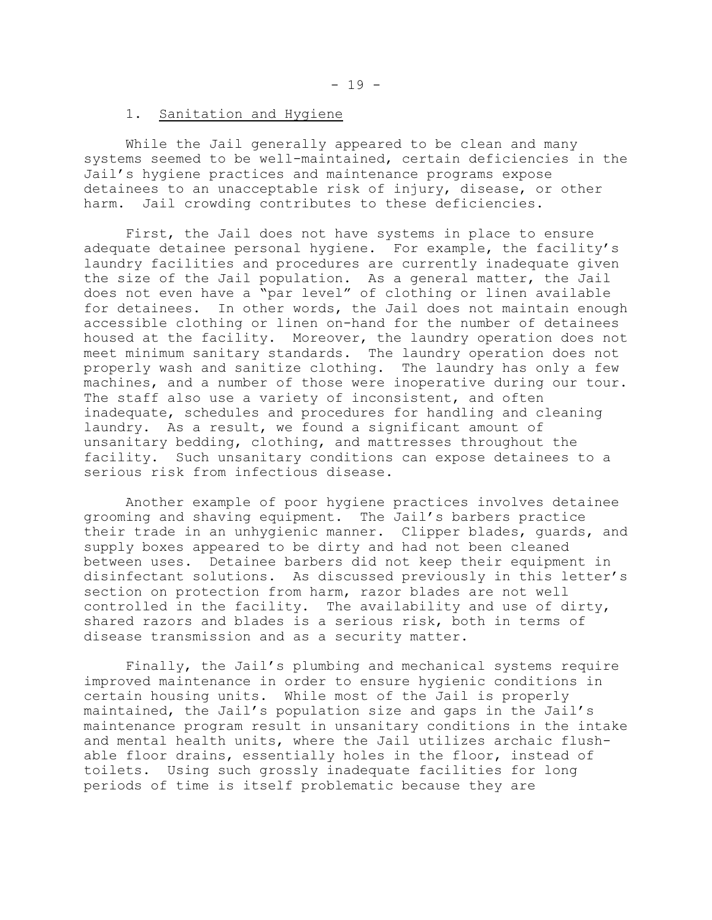### 1. Sanitation and Hygiene

While the Jail generally appeared to be clean and many systems seemed to be well-maintained, certain deficiencies in the Jail's hygiene practices and maintenance programs expose detainees to an unacceptable risk of injury, disease, or other harm. Jail crowding contributes to these deficiencies.

First, the Jail does not have systems in place to ensure adequate detainee personal hygiene. For example, the facility's laundry facilities and procedures are currently inadequate given the size of the Jail population. As a general matter, the Jail does not even have a "par level" of clothing or linen available for detainees. In other words, the Jail does not maintain enough accessible clothing or linen on-hand for the number of detainees housed at the facility. Moreover, the laundry operation does not meet minimum sanitary standards. The laundry operation does not properly wash and sanitize clothing. The laundry has only a few machines, and a number of those were inoperative during our tour. The staff also use a variety of inconsistent, and often inadequate, schedules and procedures for handling and cleaning laundry. As a result, we found a significant amount of unsanitary bedding, clothing, and mattresses throughout the facility. Such unsanitary conditions can expose detainees to a serious risk from infectious disease.

Another example of poor hygiene practices involves detainee grooming and shaving equipment. The Jail's barbers practice their trade in an unhygienic manner. Clipper blades, guards, and supply boxes appeared to be dirty and had not been cleaned between uses. Detainee barbers did not keep their equipment in disinfectant solutions. As discussed previously in this letter's section on protection from harm, razor blades are not well controlled in the facility. The availability and use of dirty, shared razors and blades is a serious risk, both in terms of disease transmission and as a security matter.

Finally, the Jail's plumbing and mechanical systems require improved maintenance in order to ensure hygienic conditions in certain housing units. While most of the Jail is properly maintained, the Jail's population size and gaps in the Jail's maintenance program result in unsanitary conditions in the intake and mental health units, where the Jail utilizes archaic flush-able floor drains, essentially holes in the floor, instead of toilets. Using such grossly inadequate facilities for long periods of time is itself problematic because they are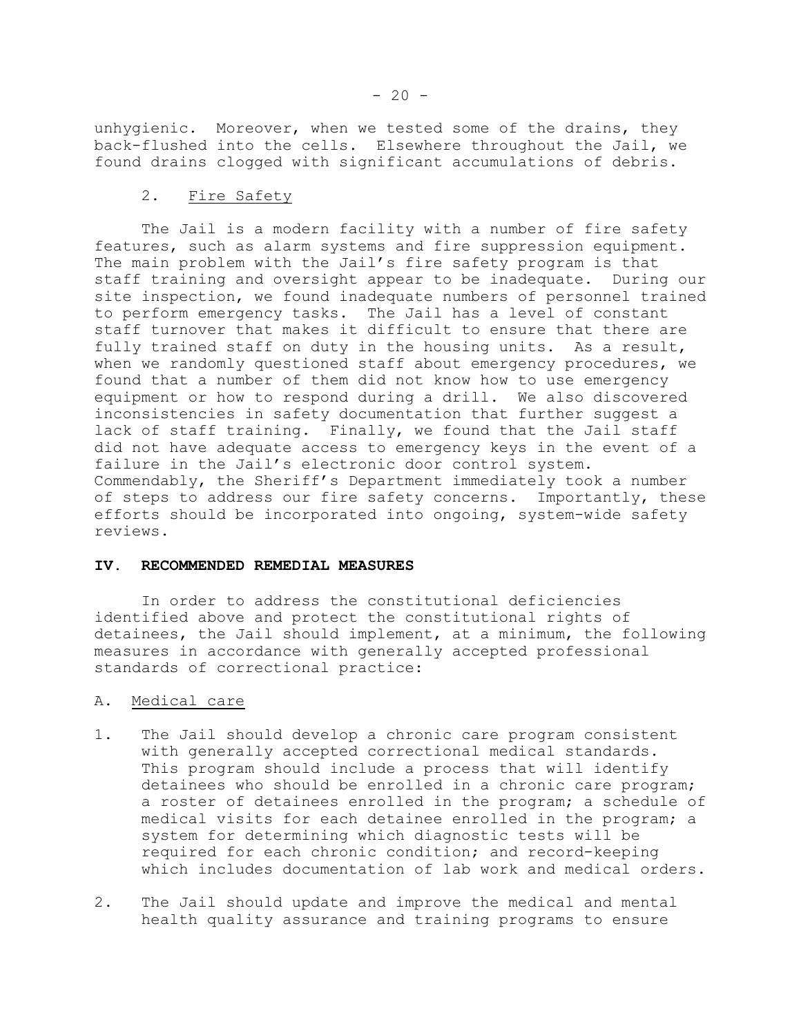unhygienic. Moreover, when we tested some of the drains, they back-flushed into the cells. Elsewhere throughout the Jail, we found drains clogged with significant accumulations of debris.

### 2. Fire Safety

The Jail is a modern facility with a number of fire safety features, such as alarm systems and fire suppression equipment. The main problem with the Jail's fire safety program is that staff training and oversight appear to be inadequate. During our site inspection, we found inadequate numbers of personnel trained to perform emergency tasks. The Jail has a level of constant staff turnover that makes it difficult to ensure that there are fully trained staff on duty in the housing units. As a result, when we randomly questioned staff about emergency procedures, we found that a number of them did not know how to use emergency equipment or how to respond during a drill. We also discovered inconsistencies in safety documentation that further suggest a lack of staff training. Finally, we found that the Jail staff did not have adequate access to emergency keys in the event of a failure in the Jail's electronic door control system. Commendably, the Sheriff's Department immediately took a number of steps to address our fire safety concerns. Importantly, these efforts should be incorporated into ongoing, system-wide safety reviews.

## IV. RECOMMENDED REMEDIAL MEASURES

In order to address the constitutional deficiencies identified above and protect the constitutional rights of detainees, the Jail should implement, at a minimum, the following measures in accordance with generally accepted professional standards of correctional practice:

### A. Medical care

1. The Jail should develop a chronic care program consistent with generally accepted correctional medical standards. This program should include a process that will identify detainees who should be enrolled in a chronic care program; a roster of detainees enrolled in the program; a schedule of medical visits for each detainee enrolled in the program; a system for determining which diagnostic tests will be required for each chronic condition; and record-keeping which includes documentation of lab work and medical orders.

2. The Jail should update and improve the medical and mental health quality assurance and training programs to ensure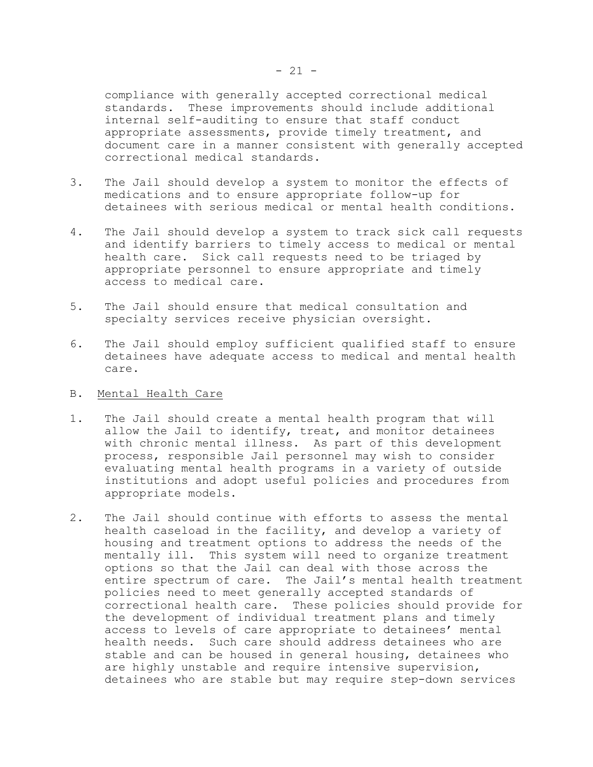compliance with generally accepted correctional medical standards. These improvements should include additional internal self-auditing to ensure that staff conduct appropriate assessments, provide timely treatment, and document care in a manner consistent with generally accepted correctional medical standards.

3. The Jail should develop a system to monitor the effects of medications and to ensure appropriate follow-up for detainees with serious medical or mental health conditions.

4. The Jail should develop a system to track sick call requests and identify barriers to timely access to medical or mental health care. Sick call requests need to be triaged by appropriate personnel to ensure appropriate and timely access to medical care.

5. The Jail should ensure that medical consultation and specialty services receive physician oversight.

6. The Jail should employ sufficient qualified staff to ensure detainees have adequate access to medical and mental health care.

B. Mental Health Care

1. The Jail should create a mental health program that will allow the Jail to identify, treat, and monitor detainees with chronic mental illness. As part of this development process, responsible Jail personnel may wish to consider evaluating mental health programs in a variety of outside institutions and adopt useful policies and procedures from appropriate models.

2. The Jail should continue with efforts to assess the mental health caseload in the facility, and develop a variety of housing and treatment options to address the needs of the mentally ill. This system will need to organize treatment options so that the Jail can deal with those across the entire spectrum of care. The Jail's mental health treatment policies need to meet generally accepted standards of correctional health care. These policies should provide for the development of individual treatment plans and timely access to levels of care appropriate to detainees' mental health needs. Such care should address detainees who are stable and can be housed in general housing, detainees who are highly unstable and require intensive supervision, detainees who are stable but may require step-down services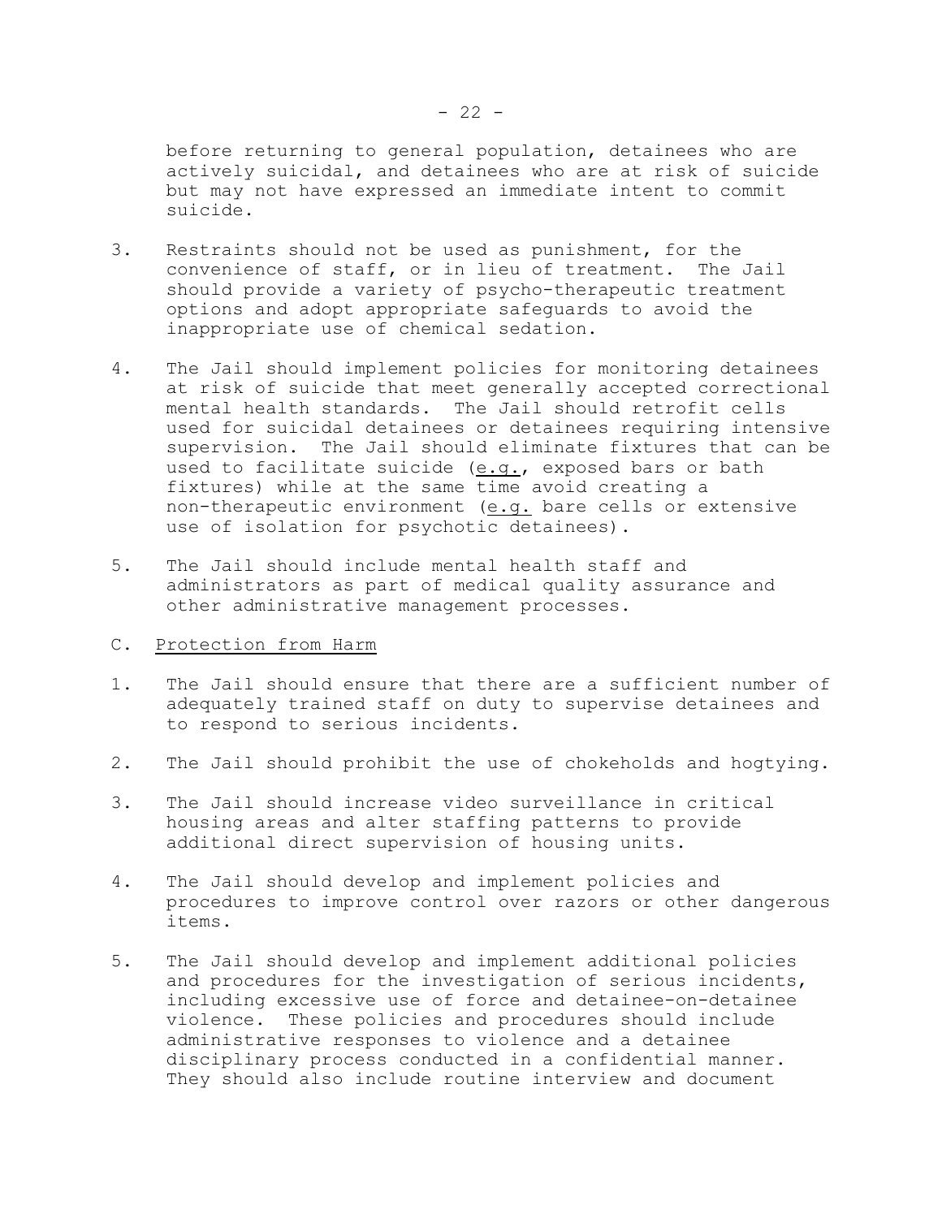before returning to general population, detainees who are actively suicidal, and detainees who are at risk of suicide but may not have expressed an immediate intent to commit suicide.

3. Restraints should not be used as punishment, for the convenience of staff, or in lieu of treatment. The Jail should provide a variety of psycho-therapeutic treatment options and adopt appropriate safeguards to avoid the inappropriate use of chemical sedation.

4. The Jail should implement policies for monitoring detainees at risk of suicide that meet generally accepted correctional mental health standards. The Jail should retrofit cells used for suicidal detainees or detainees requiring intensive supervision. The Jail should eliminate fixtures that can be used to facilitate suicide (e.g., exposed bars or bath fixtures) while at the same time avoid creating a non-therapeutic environment (e.g. bare cells or extensive use of isolation for psychotic detainees).

5. The Jail should include mental health staff and administrators as part of medical quality assurance and other administrative management processes.

C. Protection from Harm

1. The Jail should ensure that there are a sufficient number of adequately trained staff on duty to supervise detainees and to respond to serious incidents.

2. The Jail should prohibit the use of chokeholds and hogtying.

3. The Jail should increase video surveillance in critical housing areas and alter staffing patterns to provide additional direct supervision of housing units.

4. The Jail should develop and implement policies and procedures to improve control over razors or other dangerous items.

5. The Jail should develop and implement additional policies and procedures for the investigation of serious incidents, including excessive use of force and detainee-on-detainee violence. These policies and procedures should include administrative responses to violence and a detainee disciplinary process conducted in a confidential manner. They should also include routine interview and document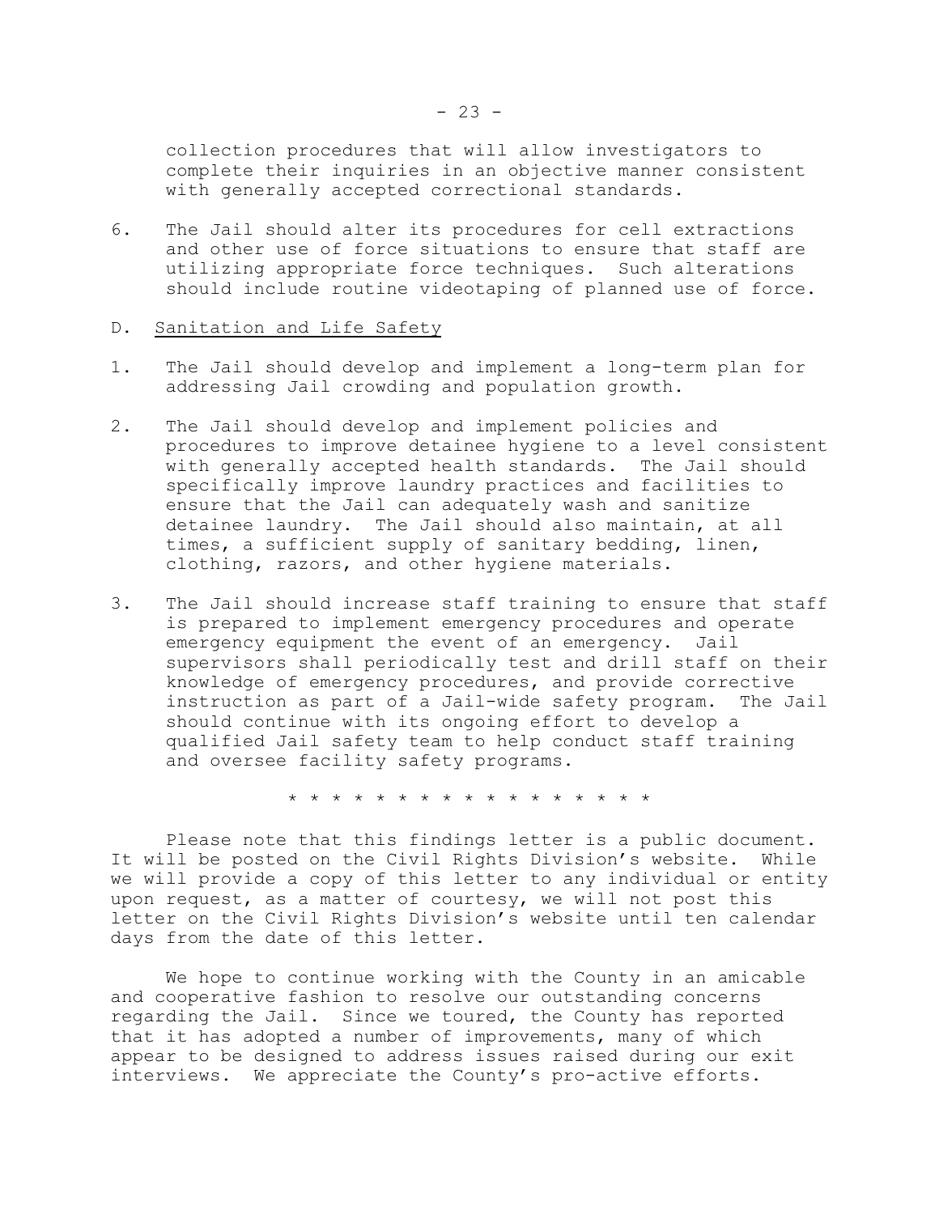collection procedures that will allow investigators to complete their inquiries in an objective manner consistent with generally accepted correctional standards.

6. The Jail should alter its procedures for cell extractions and other use of force situations to ensure that staff are utilizing appropriate force techniques. Such alterations should include routine videotaping of planned use of force.

D. Sanitation and Life Safety

1. The Jail should develop and implement a long-term plan for addressing Jail crowding and population growth.

2. The Jail should develop and implement policies and procedures to improve detainee hygiene to a level consistent with generally accepted health standards. The Jail should specifically improve laundry practices and facilities to ensure that the Jail can adequately wash and sanitize detainee laundry. The Jail should also maintain, at all times, a sufficient supply of sanitary bedding, linen, clothing, razors, and other hygiene materials.

3. The Jail should increase staff training to ensure that staff is prepared to implement emergency procedures and operate emergency equipment the event of an emergency. Jail supervisors shall periodically test and drill staff on their knowledge of emergency procedures, and provide corrective instruction as part of a Jail-wide safety program. The Jail should continue with its ongoing effort to develop a qualified Jail safety team to help conduct staff training and oversee facility safety programs.

\* \* \* \* \* \* \* \* \* \* \* \* \* \* \* \* \* \*

Please note that this findings letter is a public document. It will be posted on the Civil Rights Division's website. While we will provide a copy of this letter to any individual or entity upon request, as a matter of courtesy, we will not post this letter on the Civil Rights Division's website until ten calendar days from the date of this letter.

We hope to continue working with the County in an amicable and cooperative fashion to resolve our outstanding concerns regarding the Jail. Since we toured, the County has reported that it has adopted a number of improvements, many of which appear to be designed to address issues raised during our exit interviews. We appreciate the County's pro-active efforts.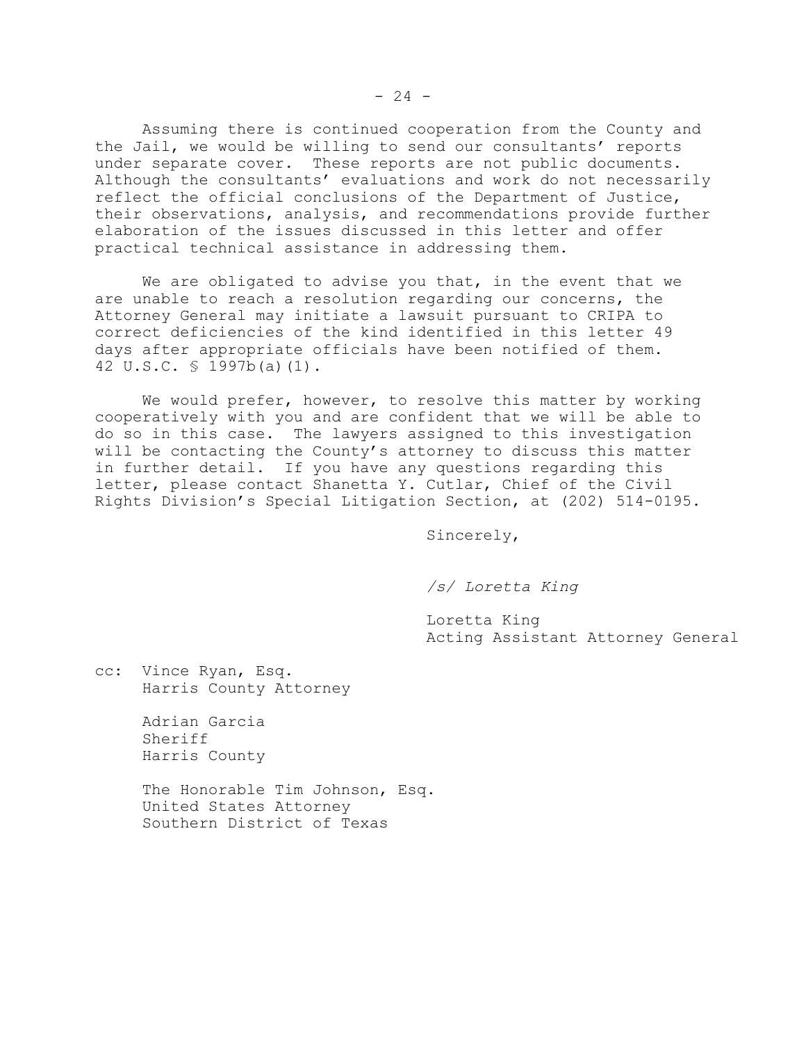Assuming there is continued cooperation from the County and the Jail, we would be willing to send our consultants' reports under separate cover. These reports are not public documents. Although the consultants' evaluations and work do not necessarily reflect the official conclusions of the Department of Justice, their observations, analysis, and recommendations provide further elaboration of the issues discussed in this letter and offer practical technical assistance in addressing them.

We are obligated to advise you that, in the event that we are unable to reach a resolution regarding our concerns, the Attorney General may initiate a lawsuit pursuant to CRIPA to correct deficiencies of the kind identified in this letter 49 days after appropriate officials have been notified of them. 42 U.S.C. § 1997b(a)(1).

We would prefer, however, to resolve this matter by working cooperatively with you and are confident that we will be able to do so in this case. The lawyers assigned to this investigation will be contacting the County's attorney to discuss this matter in further detail. If you have any questions regarding this letter, please contact Shanetta Y. Cutlar, Chief of the Civil Rights Division's Special Litigation Section, at (202) 514-0195.

Sincerely,

*/s/ Loretta King*

Loretta King
Acting Assistant Attorney General

cc: Vince Ryan, Esq.
Harris County Attorney

Adrian Garcia
Sheriff
Harris County

The Honorable Tim Johnson, Esq.
United States Attorney
Southern District of Texas